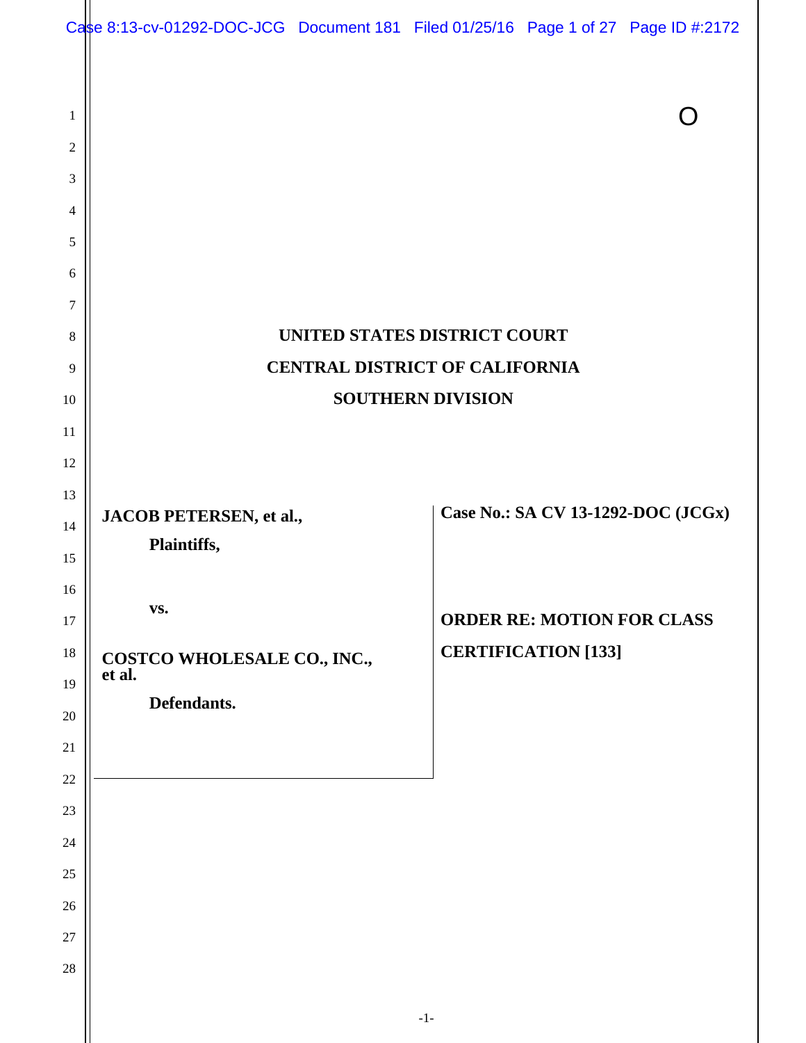O

# UNITED STATES DISTRICT COURT
# CENTRAL DISTRICT OF CALIFORNIA
# SOUTHERN DIVISION

**JACOB PETERSEN, et al.,**

**Plaintiffs,**

**vs.**

**COSTCO WHOLESALE CO., INC., et al.**

**Defendants.**

**Case No.: SA CV 13-1292-DOC (JCGx)**

**ORDER RE: MOTION FOR CLASS CERTIFICATION [133]**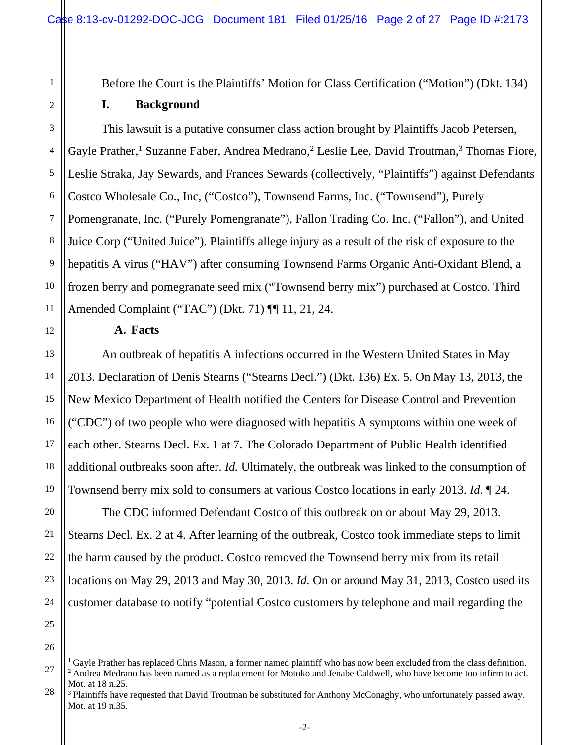Before the Court is the Plaintiffs' Motion for Class Certification ("Motion") (Dkt. 134)

## I. Background

This lawsuit is a putative consumer class action brought by Plaintiffs Jacob Petersen, Gayle Prather,[1] Suzanne Faber, Andrea Medrano,[2] Leslie Lee, David Troutman,[3] Thomas Fiore, Leslie Straka, Jay Sewards, and Frances Sewards (collectively, "Plaintiffs") against Defendants Costco Wholesale Co., Inc, ("Costco"), Townsend Farms, Inc. ("Townsend"), Purely Pomengranate, Inc. ("Purely Pomengranate"), Fallon Trading Co. Inc. ("Fallon"), and United Juice Corp ("United Juice"). Plaintiffs allege injury as a result of the risk of exposure to the hepatitis A virus ("HAV") after consuming Townsend Farms Organic Anti-Oxidant Blend, a frozen berry and pomegranate seed mix ("Townsend berry mix") purchased at Costco. Third Amended Complaint ("TAC") (Dkt. 71) ¶¶ 11, 21, 24.

### A. Facts

An outbreak of hepatitis A infections occurred in the Western United States in May 2013. Declaration of Denis Stearns ("Stearns Decl.") (Dkt. 136) Ex. 5. On May 13, 2013, the New Mexico Department of Health notified the Centers for Disease Control and Prevention ("CDC") of two people who were diagnosed with hepatitis A symptoms within one week of each other. Stearns Decl. Ex. 1 at 7. The Colorado Department of Public Health identified additional outbreaks soon after. *Id.* Ultimately, the outbreak was linked to the consumption of Townsend berry mix sold to consumers at various Costco locations in early 2013. *Id.* ¶ 24.

The CDC informed Defendant Costco of this outbreak on or about May 29, 2013. Stearns Decl. Ex. 2 at 4. After learning of the outbreak, Costco took immediate steps to limit the harm caused by the product. Costco removed the Townsend berry mix from its retail locations on May 29, 2013 and May 30, 2013. *Id.* On or around May 31, 2013, Costco used its customer database to notify "potential Costco customers by telephone and mail regarding the

---

[1] Gayle Prather has replaced Chris Mason, a former named plaintiff who has now been excluded from the class definition.

[2] Andrea Medrano has been named as a replacement for Motoko and Jenabe Caldwell, who have become too infirm to act. Mot. at 18 n.25.

[3] Plaintiffs have requested that David Troutman be substituted for Anthony McConaghy, who unfortunately passed away. Mot. at 19 n.35.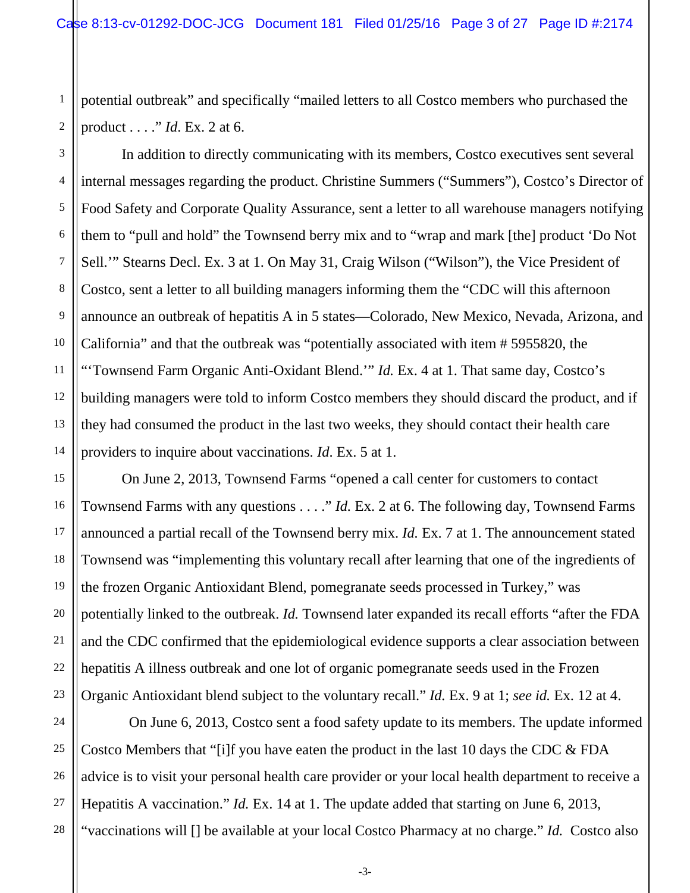potential outbreak" and specifically "mailed letters to all Costco members who purchased the product . . . ." *Id.* Ex. 2 at 6.

In addition to directly communicating with its members, Costco executives sent several internal messages regarding the product. Christine Summers ("Summers"), Costco's Director of Food Safety and Corporate Quality Assurance, sent a letter to all warehouse managers notifying them to "pull and hold" the Townsend berry mix and to "wrap and mark [the] product 'Do Not Sell.'" Stearns Decl. Ex. 3 at 1. On May 31, Craig Wilson ("Wilson"), the Vice President of Costco, sent a letter to all building managers informing them the "CDC will this afternoon announce an outbreak of hepatitis A in 5 states—Colorado, New Mexico, Nevada, Arizona, and California" and that the outbreak was "potentially associated with item # 5955820, the "'Townsend Farm Organic Anti-Oxidant Blend.'" *Id.* Ex. 4 at 1. That same day, Costco's building managers were told to inform Costco members they should discard the product, and if they had consumed the product in the last two weeks, they should contact their health care providers to inquire about vaccinations. *Id*. Ex. 5 at 1.

On June 2, 2013, Townsend Farms "opened a call center for customers to contact Townsend Farms with any questions . . . ." *Id.* Ex. 2 at 6. The following day, Townsend Farms announced a partial recall of the Townsend berry mix. *Id.* Ex. 7 at 1. The announcement stated Townsend was "implementing this voluntary recall after learning that one of the ingredients of the frozen Organic Antioxidant Blend, pomegranate seeds processed in Turkey," was potentially linked to the outbreak. *Id.* Townsend later expanded its recall efforts "after the FDA and the CDC confirmed that the epidemiological evidence supports a clear association between hepatitis A illness outbreak and one lot of organic pomegranate seeds used in the Frozen Organic Antioxidant blend subject to the voluntary recall." *Id.* Ex. 9 at 1; *see id.* Ex. 12 at 4.

On June 6, 2013, Costco sent a food safety update to its members. The update informed Costco Members that "[i]f you have eaten the product in the last 10 days the CDC & FDA advice is to visit your personal health care provider or your local health department to receive a Hepatitis A vaccination." *Id.* Ex. 14 at 1. The update added that starting on June 6, 2013, "vaccinations will [] be available at your local Costco Pharmacy at no charge." *Id.* Costco also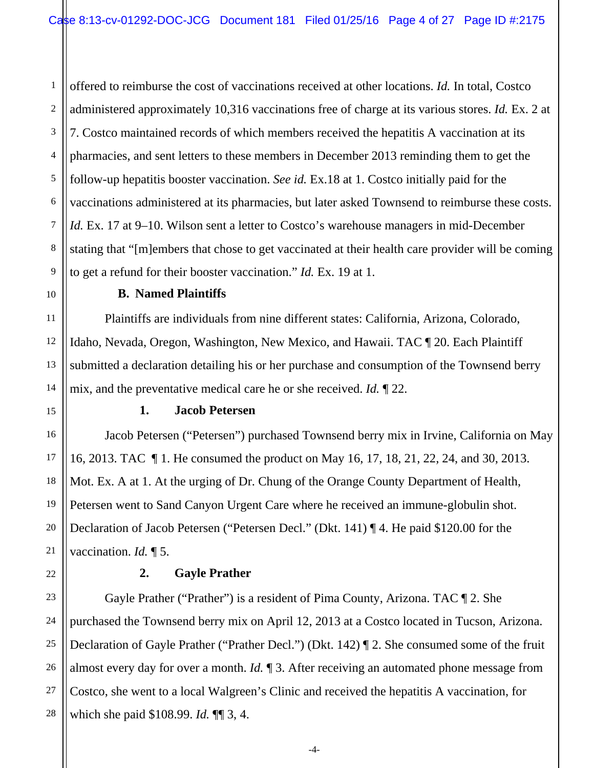offered to reimburse the cost of vaccinations received at other locations. *Id.* In total, Costco administered approximately 10,316 vaccinations free of charge at its various stores. *Id.* Ex. 2 at 7. Costco maintained records of which members received the hepatitis A vaccination at its pharmacies, and sent letters to these members in December 2013 reminding them to get the follow-up hepatitis booster vaccination. *See id.* Ex.18 at 1. Costco initially paid for the vaccinations administered at its pharmacies, but later asked Townsend to reimburse these costs. *Id.* Ex. 17 at 9–10. Wilson sent a letter to Costco's warehouse managers in mid-December stating that "[m]embers that chose to get vaccinated at their health care provider will be coming to get a refund for their booster vaccination." *Id.* Ex. 19 at 1.

### B. Named Plaintiffs

Plaintiffs are individuals from nine different states: California, Arizona, Colorado, Idaho, Nevada, Oregon, Washington, New Mexico, and Hawaii. TAC ¶ 20. Each Plaintiff submitted a declaration detailing his or her purchase and consumption of the Townsend berry mix, and the preventative medical care he or she received. *Id.* ¶ 22.

#### 1. Jacob Petersen

Jacob Petersen ("Petersen") purchased Townsend berry mix in Irvine, California on May 16, 2013. TAC ¶ 1. He consumed the product on May 16, 17, 18, 21, 22, 24, and 30, 2013. Mot. Ex. A at 1. At the urging of Dr. Chung of the Orange County Department of Health, Petersen went to Sand Canyon Urgent Care where he received an immune-globulin shot. Declaration of Jacob Petersen ("Petersen Decl." (Dkt. 141) ¶ 4. He paid $120.00 for the vaccination. *Id.* ¶ 5.

#### 2. Gayle Prather

Gayle Prather ("Prather") is a resident of Pima County, Arizona. TAC ¶ 2. She purchased the Townsend berry mix on April 12, 2013 at a Costco located in Tucson, Arizona. Declaration of Gayle Prather ("Prather Decl.") (Dkt. 142) ¶ 2. She consumed some of the fruit almost every day for over a month. *Id.* ¶ 3. After receiving an automated phone message from Costco, she went to a local Walgreen's Clinic and received the hepatitis A vaccination, for which she paid $108.99. *Id.* ¶¶ 3, 4.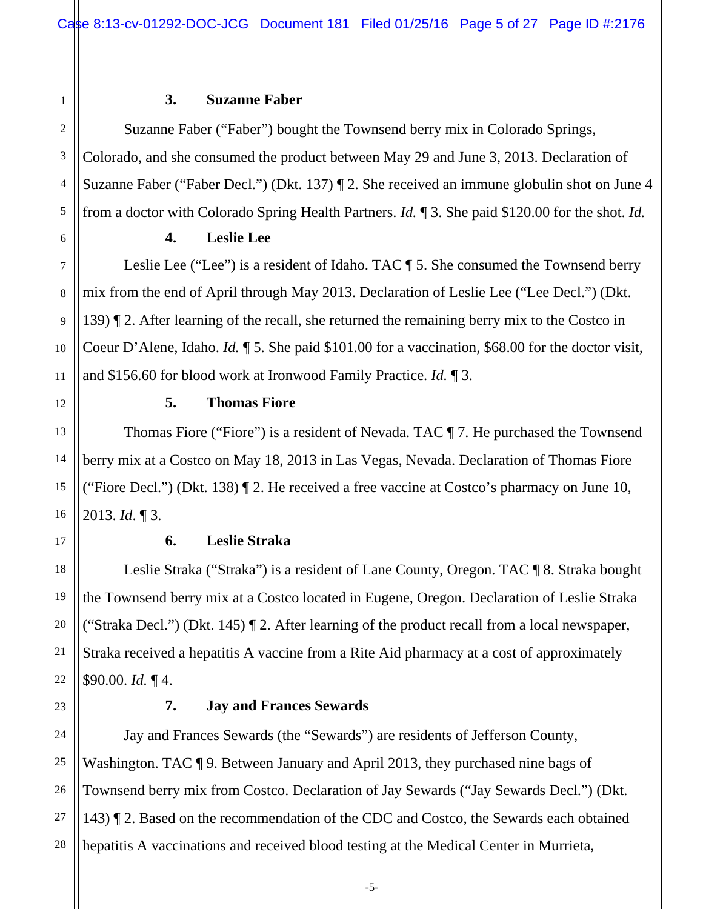### 3. Suzanne Faber

Suzanne Faber ("Faber") bought the Townsend berry mix in Colorado Springs, Colorado, and she consumed the product between May 29 and June 3, 2013. Declaration of Suzanne Faber ("Faber Decl.") (Dkt. 137) ¶ 2. She received an immune globulin shot on June 4 from a doctor with Colorado Spring Health Partners. *Id.* ¶ 3. She paid $120.00 for the shot. *Id.*

### 4. Leslie Lee

Leslie Lee ("Lee") is a resident of Idaho. TAC ¶ 5. She consumed the Townsend berry mix from the end of April through May 2013. Declaration of Leslie Lee ("Lee Decl.") (Dkt. 139) ¶ 2. After learning of the recall, she returned the remaining berry mix to the Costco in Coeur D'Alene, Idaho. *Id.* ¶ 5. She paid $101.00 for a vaccination, $68.00 for the doctor visit, and $156.60 for blood work at Ironwood Family Practice. *Id.* ¶ 3.

### 5. Thomas Fiore

Thomas Fiore ("Fiore") is a resident of Nevada. TAC ¶ 7. He purchased the Townsend berry mix at a Costco on May 18, 2013 in Las Vegas, Nevada. Declaration of Thomas Fiore ("Fiore Decl.") (Dkt. 138) ¶ 2. He received a free vaccine at Costco's pharmacy on June 10, 2013. *Id*. ¶ 3.

### 6. Leslie Straka

Leslie Straka ("Straka") is a resident of Lane County, Oregon. TAC ¶ 8. Straka bought the Townsend berry mix at a Costco located in Eugene, Oregon. Declaration of Leslie Straka ("Straka Decl.") (Dkt. 145) ¶ 2. After learning of the product recall from a local newspaper, Straka received a hepatitis A vaccine from a Rite Aid pharmacy at a cost of approximately $90.00. *Id.* ¶ 4.

### 7. Jay and Frances Sewards

Jay and Frances Sewards (the "Sewards") are residents of Jefferson County, Washington. TAC ¶ 9. Between January and April 2013, they purchased nine bags of Townsend berry mix from Costco. Declaration of Jay Sewards ("Jay Sewards Decl.") (Dkt. 143) ¶ 2. Based on the recommendation of the CDC and Costco, the Sewards each obtained hepatitis A vaccinations and received blood testing at the Medical Center in Murrieta,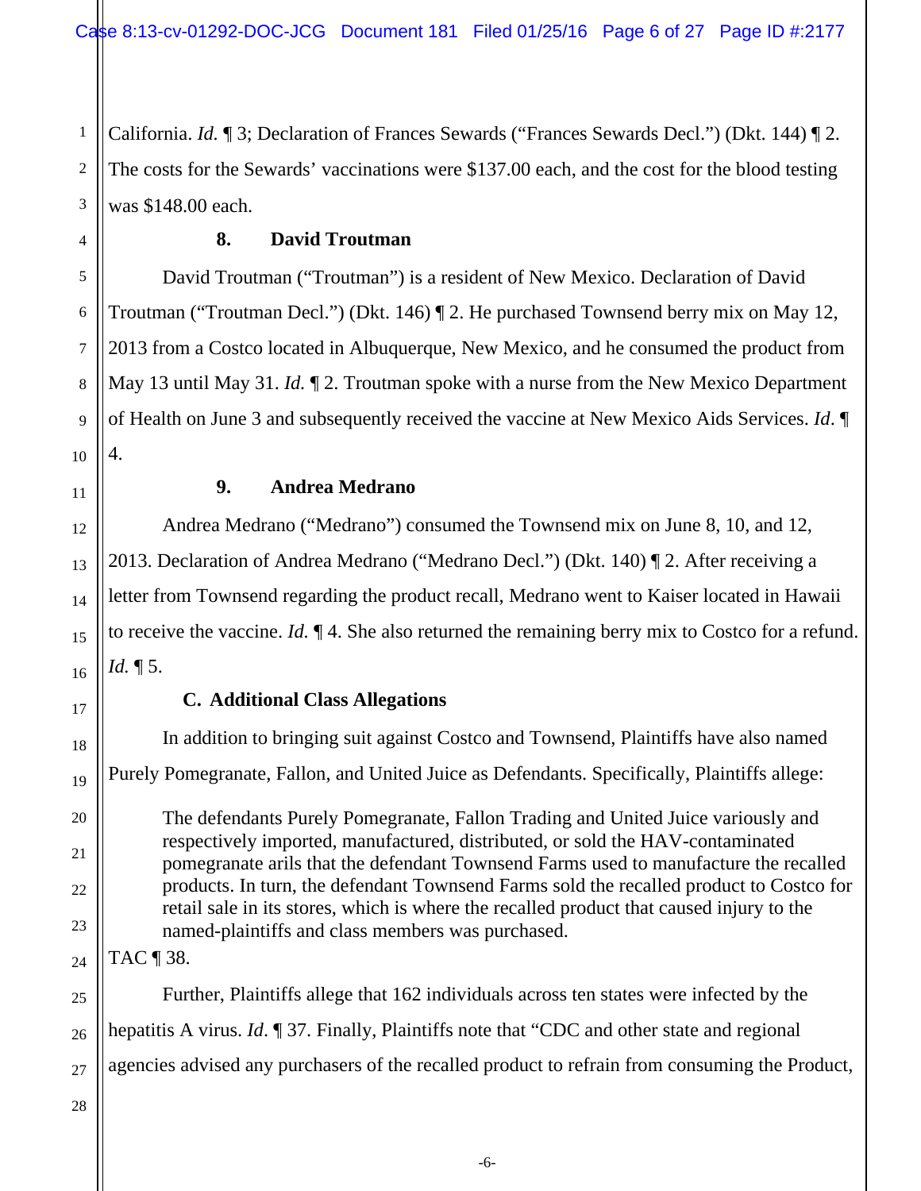California. *Id.* ¶ 3; Declaration of Frances Sewards ("Frances Sewards Decl.") (Dkt. 144) ¶ 2. The costs for the Sewards' vaccinations were $137.00 each, and the cost for the blood testing was $148.00 each.

**8. David Troutman**

David Troutman ("Troutman") is a resident of New Mexico. Declaration of David Troutman ("Troutman Decl.") (Dkt. 146) ¶ 2. He purchased Townsend berry mix on May 12, 2013 from a Costco located in Albuquerque, New Mexico, and he consumed the product from May 13 until May 31. *Id.* ¶ 2. Troutman spoke with a nurse from the New Mexico Department of Health on June 3 and subsequently received the vaccine at New Mexico Aids Services. *Id*. ¶ 4.

**9. Andrea Medrano**

Andrea Medrano ("Medrano") consumed the Townsend mix on June 8, 10, and 12, 2013. Declaration of Andrea Medrano ("Medrano Decl.") (Dkt. 140) ¶ 2. After receiving a letter from Townsend regarding the product recall, Medrano went to Kaiser located in Hawaii to receive the vaccine. *Id.* ¶ 4. She also returned the remaining berry mix to Costco for a refund. *Id.* ¶ 5.

**C. Additional Class Allegations**

In addition to bringing suit against Costco and Townsend, Plaintiffs have also named Purely Pomegranate, Fallon, and United Juice as Defendants. Specifically, Plaintiffs allege:

> The defendants Purely Pomegranate, Fallon Trading and United Juice variously and respectively imported, manufactured, distributed, or sold the HAV-contaminated pomegranate arils that the defendant Townsend Farms used to manufacture the recalled products. In turn, the defendant Townsend Farms sold the recalled product to Costco for retail sale in its stores, which is where the recalled product that caused injury to the named-plaintiffs and class members was purchased.

TAC ¶ 38.

Further, Plaintiffs allege that 162 individuals across ten states were infected by the hepatitis A virus. *Id*. ¶ 37. Finally, Plaintiffs note that "CDC and other state and regional agencies advised any purchasers of the recalled product to refrain from consuming the Product,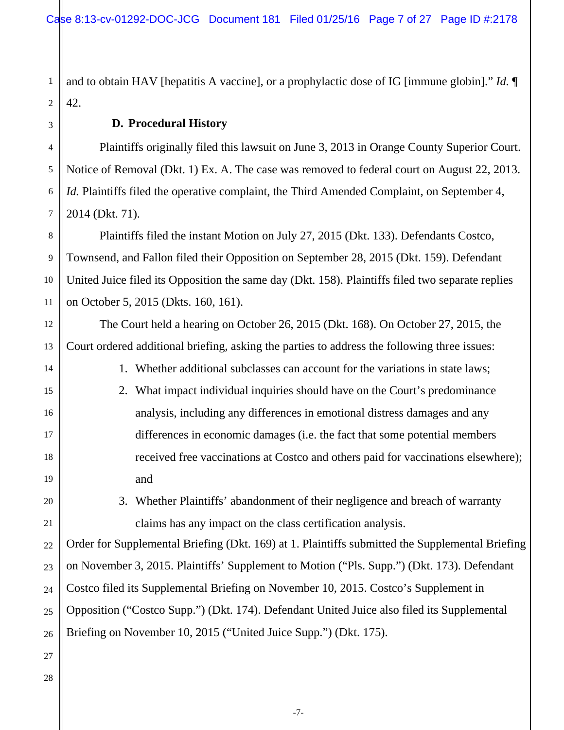and to obtain HAV [hepatitis A vaccine], or a prophylactic dose of IG [immune globin]." *Id.* ¶ 42.

### D. Procedural History

Plaintiffs originally filed this lawsuit on June 3, 2013 in Orange County Superior Court. Notice of Removal (Dkt. 1) Ex. A. The case was removed to federal court on August 22, 2013. *Id.* Plaintiffs filed the operative complaint, the Third Amended Complaint, on September 4, 2014 (Dkt. 71).

Plaintiffs filed the instant Motion on July 27, 2015 (Dkt. 133). Defendants Costco, Townsend, and Fallon filed their Opposition on September 28, 2015 (Dkt. 159). Defendant United Juice filed its Opposition the same day (Dkt. 158). Plaintiffs filed two separate replies on October 5, 2015 (Dkts. 160, 161).

The Court held a hearing on October 26, 2015 (Dkt. 168). On October 27, 2015, the Court ordered additional briefing, asking the parties to address the following three issues:

1. Whether additional subclasses can account for the variations in state laws;
2. What impact individual inquiries should have on the Court's predominance analysis, including any differences in emotional distress damages and any differences in economic damages (i.e. the fact that some potential members received free vaccinations at Costco and others paid for vaccinations elsewhere); and
3. Whether Plaintiffs' abandonment of their negligence and breach of warranty claims has any impact on the class certification analysis.

Order for Supplemental Briefing (Dkt. 169) at 1. Plaintiffs submitted the Supplemental Briefing on November 3, 2015. Plaintiffs' Supplement to Motion ("Pls. Supp.") (Dkt. 173). Defendant Costco filed its Supplemental Briefing on November 10, 2015. Costco's Supplement in Opposition ("Costco Supp.") (Dkt. 174). Defendant United Juice also filed its Supplemental Briefing on November 10, 2015 ("United Juice Supp.") (Dkt. 175).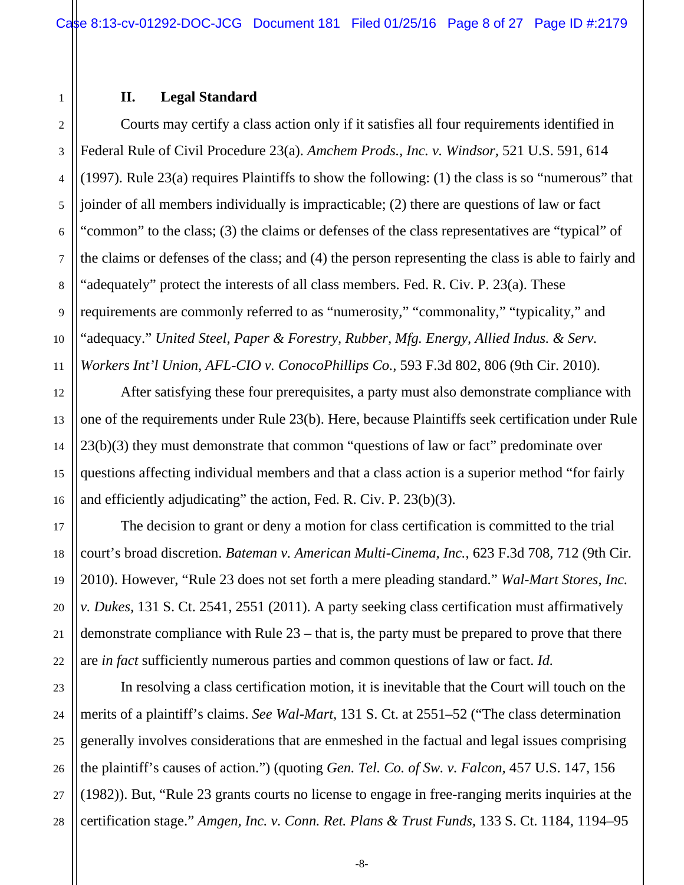## II. Legal Standard

Courts may certify a class action only if it satisfies all four requirements identified in Federal Rule of Civil Procedure 23(a). *Amchem Prods., Inc. v. Windsor*, 521 U.S. 591, 614 (1997). Rule 23(a) requires Plaintiffs to show the following: (1) the class is so "numerous" that joinder of all members individually is impracticable; (2) there are questions of law or fact "common" to the class; (3) the claims or defenses of the class representatives are "typical" of the claims or defenses of the class; and (4) the person representing the class is able to fairly and "adequately" protect the interests of all class members. Fed. R. Civ. P. 23(a). These requirements are commonly referred to as "numerosity," "commonality," "typicality," and "adequacy." *United Steel, Paper & Forestry, Rubber, Mfg. Energy, Allied Indus. & Serv. Workers Int'l Union, AFL-CIO v. ConocoPhillips Co.*, 593 F.3d 802, 806 (9th Cir. 2010).

After satisfying these four prerequisites, a party must also demonstrate compliance with one of the requirements under Rule 23(b). Here, because Plaintiffs seek certification under Rule 23(b)(3) they must demonstrate that common "questions of law or fact" predominate over questions affecting individual members and that a class action is a superior method "for fairly and efficiently adjudicating" the action, Fed. R. Civ. P. 23(b)(3).

The decision to grant or deny a motion for class certification is committed to the trial court's broad discretion. *Bateman v. American Multi-Cinema, Inc.*, 623 F.3d 708, 712 (9th Cir. 2010). However, "Rule 23 does not set forth a mere pleading standard." *Wal-Mart Stores, Inc. v. Dukes*, 131 S. Ct. 2541, 2551 (2011). A party seeking class certification must affirmatively demonstrate compliance with Rule 23 – that is, the party must be prepared to prove that there are *in fact* sufficiently numerous parties and common questions of law or fact. *Id.*

In resolving a class certification motion, it is inevitable that the Court will touch on the merits of a plaintiff's claims. *See Wal-Mart*, 131 S. Ct. at 2551–52 ("The class determination generally involves considerations that are enmeshed in the factual and legal issues comprising the plaintiff's causes of action.") (quoting *Gen. Tel. Co. of Sw. v. Falcon*, 457 U.S. 147, 156 (1982)). But, "Rule 23 grants courts no license to engage in free-ranging merits inquiries at the certification stage." *Amgen, Inc. v. Conn. Ret. Plans & Trust Funds*, 133 S. Ct. 1184, 1194–95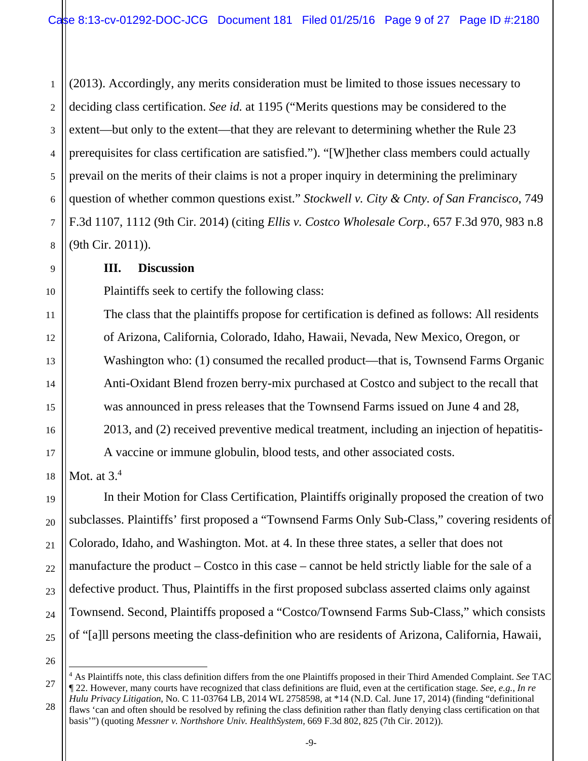(2013). Accordingly, any merits consideration must be limited to those issues necessary to deciding class certification. *See id.* at 1195 ("Merits questions may be considered to the extent—but only to the extent—that they are relevant to determining whether the Rule 23 prerequisites for class certification are satisfied."). "[W]hether class members could actually prevail on the merits of their claims is not a proper inquiry in determining the preliminary question of whether common questions exist." *Stockwell v. City & Cnty. of San Francisco*, 749 F.3d 1107, 1112 (9th Cir. 2014) (citing *Ellis v. Costco Wholesale Corp.*, 657 F.3d 970, 983 n.8 (9th Cir. 2011)).

## III. Discussion

Plaintiffs seek to certify the following class:

> The class that the plaintiffs propose for certification is defined as follows: All residents of Arizona, California, Colorado, Idaho, Hawaii, Nevada, New Mexico, Oregon, or Washington who: (1) consumed the recalled product—that is, Townsend Farms Organic Anti-Oxidant Blend frozen berry-mix purchased at Costco and subject to the recall that was announced in press releases that the Townsend Farms issued on June 4 and 28, 2013, and (2) received preventive medical treatment, including an injection of hepatitis-A vaccine or immune globulin, blood tests, and other associated costs.

Mot. at 3.[4]

In their Motion for Class Certification, Plaintiffs originally proposed the creation of two subclasses. Plaintiffs' first proposed a "Townsend Farms Only Sub-Class," covering residents of Colorado, Idaho, and Washington. Mot. at 4. In these three states, a seller that does not manufacture the product – Costco in this case – cannot be held strictly liable for the sale of a defective product. Thus, Plaintiffs in the first proposed subclass asserted claims only against Townsend. Second, Plaintiffs proposed a "Costco/Townsend Farms Sub-Class," which consists of "[a]ll persons meeting the class-definition who are residents of Arizona, California, Hawaii,

---

[4] As Plaintiffs note, this class definition differs from the one Plaintiffs proposed in their Third Amended Complaint. *See* TAC ¶ 22. However, many courts have recognized that class definitions are fluid, even at the certification stage. *See, e.g.*, *In re Hulu Privacy Litigation*, No. C 11-03764 LB, 2014 WL 2758598, at *14 (N.D. Cal. June 17, 2014) (finding "definitional flaws 'can and often should be resolved by refining the class definition rather than flatly denying class certification on that basis'") (quoting *Messner v. Northshore Univ. HealthSystem*, 669 F.3d 802, 825 (7th Cir. 2012)).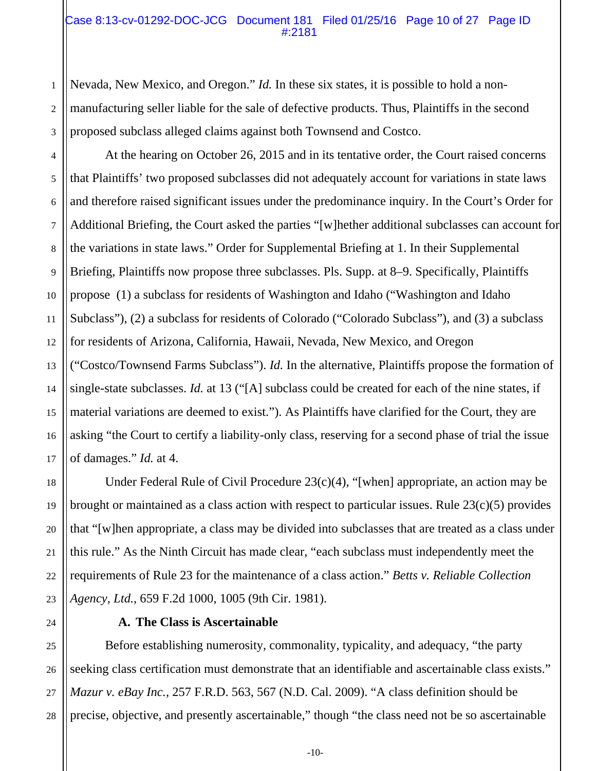Nevada, New Mexico, and Oregon." *Id.* In these six states, it is possible to hold a non-manufacturing seller liable for the sale of defective products. Thus, Plaintiffs in the second proposed subclass alleged claims against both Townsend and Costco.

At the hearing on October 26, 2015 and in its tentative order, the Court raised concerns that Plaintiffs' two proposed subclasses did not adequately account for variations in state laws and therefore raised significant issues under the predominance inquiry. In the Court's Order for Additional Briefing, the Court asked the parties "[w]hether additional subclasses can account for the variations in state laws." Order for Supplemental Briefing at 1. In their Supplemental Briefing, Plaintiffs now propose three subclasses. Pls. Supp. at 8–9. Specifically, Plaintiffs propose (1) a subclass for residents of Washington and Idaho ("Washington and Idaho Subclass"), (2) a subclass for residents of Colorado ("Colorado Subclass"), and (3) a subclass for residents of Arizona, California, Hawaii, Nevada, New Mexico, and Oregon ("Costco/Townsend Farms Subclass"). *Id.* In the alternative, Plaintiffs propose the formation of single-state subclasses. *Id.* at 13 ("[A] subclass could be created for each of the nine states, if material variations are deemed to exist."). As Plaintiffs have clarified for the Court, they are asking "the Court to certify a liability-only class, reserving for a second phase of trial the issue of damages." *Id.* at 4.

Under Federal Rule of Civil Procedure 23(c)(4), "[when] appropriate, an action may be brought or maintained as a class action with respect to particular issues. Rule 23(c)(5) provides that "[w]hen appropriate, a class may be divided into subclasses that are treated as a class under this rule." As the Ninth Circuit has made clear, "each subclass must independently meet the requirements of Rule 23 for the maintenance of a class action." *Betts v. Reliable Collection Agency, Ltd.*, 659 F.2d 1000, 1005 (9th Cir. 1981).

### A. The Class is Ascertainable

Before establishing numerosity, commonality, typicality, and adequacy, "the party seeking class certification must demonstrate that an identifiable and ascertainable class exists." *Mazur v. eBay Inc.*, 257 F.R.D. 563, 567 (N.D. Cal. 2009). "A class definition should be precise, objective, and presently ascertainable," though "the class need not be so ascertainable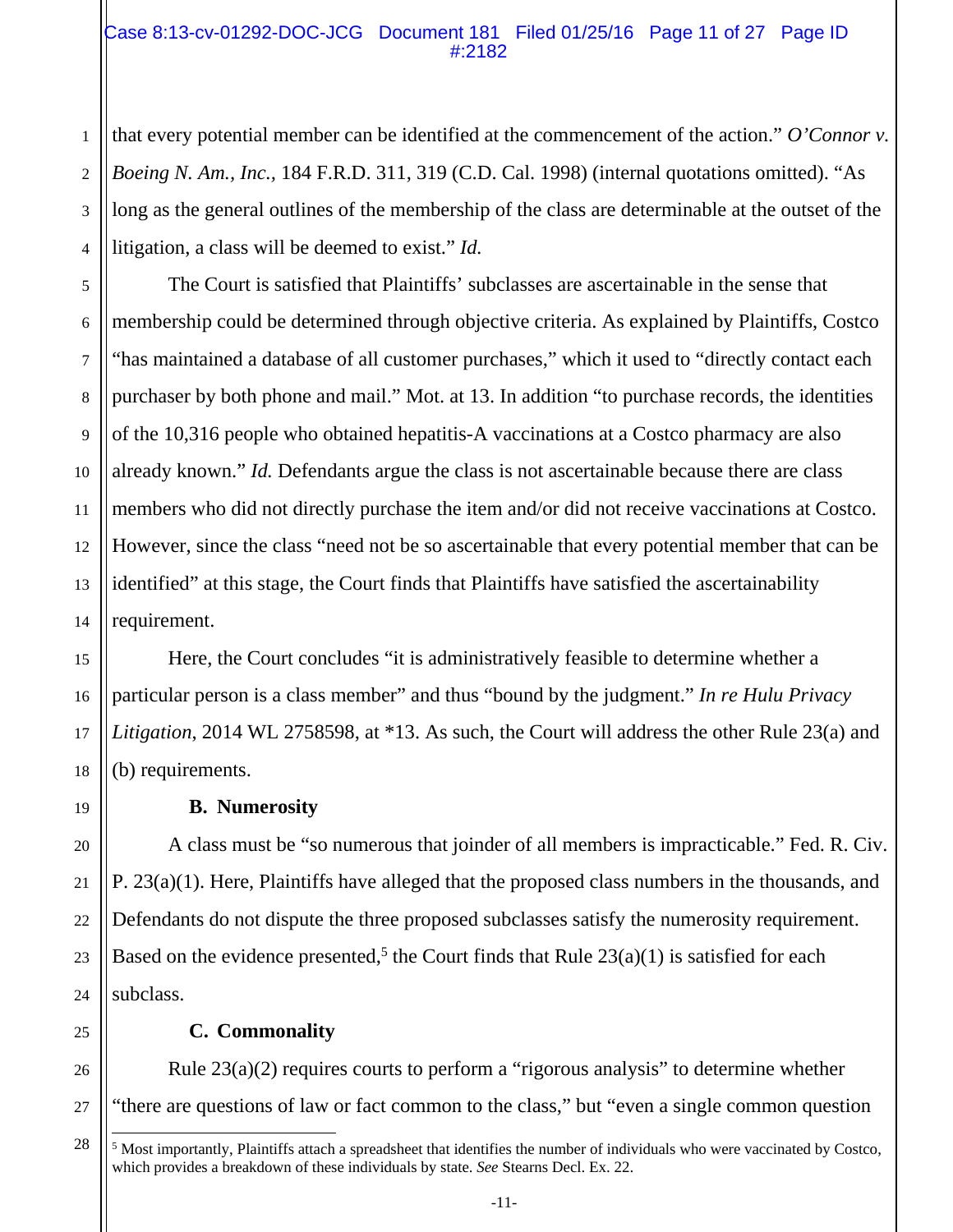that every potential member can be identified at the commencement of the action." *O'Connor v. Boeing N. Am., Inc.*, 184 F.R.D. 311, 319 (C.D. Cal. 1998) (internal quotations omitted). "As long as the general outlines of the membership of the class are determinable at the outset of the litigation, a class will be deemed to exist." *Id.*

The Court is satisfied that Plaintiffs' subclasses are ascertainable in the sense that membership could be determined through objective criteria. As explained by Plaintiffs, Costco "has maintained a database of all customer purchases," which it used to "directly contact each purchaser by both phone and mail." Mot. at 13. In addition "to purchase records, the identities of the 10,316 people who obtained hepatitis-A vaccinations at a Costco pharmacy are also already known." *Id.* Defendants argue the class is not ascertainable because there are class members who did not directly purchase the item and/or did not receive vaccinations at Costco. However, since the class "need not be so ascertainable that every potential member that can be identified" at this stage, the Court finds that Plaintiffs have satisfied the ascertainability requirement.

Here, the Court concludes "it is administratively feasible to determine whether a particular person is a class member" and thus "bound by the judgment." *In re Hulu Privacy Litigation*, 2014 WL 2758598, at *13. As such, the Court will address the other Rule 23(a) and (b) requirements.

### B. Numerosity

A class must be "so numerous that joinder of all members is impracticable." Fed. R. Civ. P. 23(a)(1). Here, Plaintiffs have alleged that the proposed class numbers in the thousands, and Defendants do not dispute the three proposed subclasses satisfy the numerosity requirement. Based on the evidence presented,[5] the Court finds that Rule 23(a)(1) is satisfied for each subclass.

### C. Commonality

Rule 23(a)(2) requires courts to perform a "rigorous analysis" to determine whether "there are questions of law or fact common to the class," but "even a single common question

[5] Most importantly, Plaintiffs attach a spreadsheet that identifies the number of individuals who were vaccinated by Costco, which provides a breakdown of these individuals by state. *See* Stearns Decl. Ex. 22.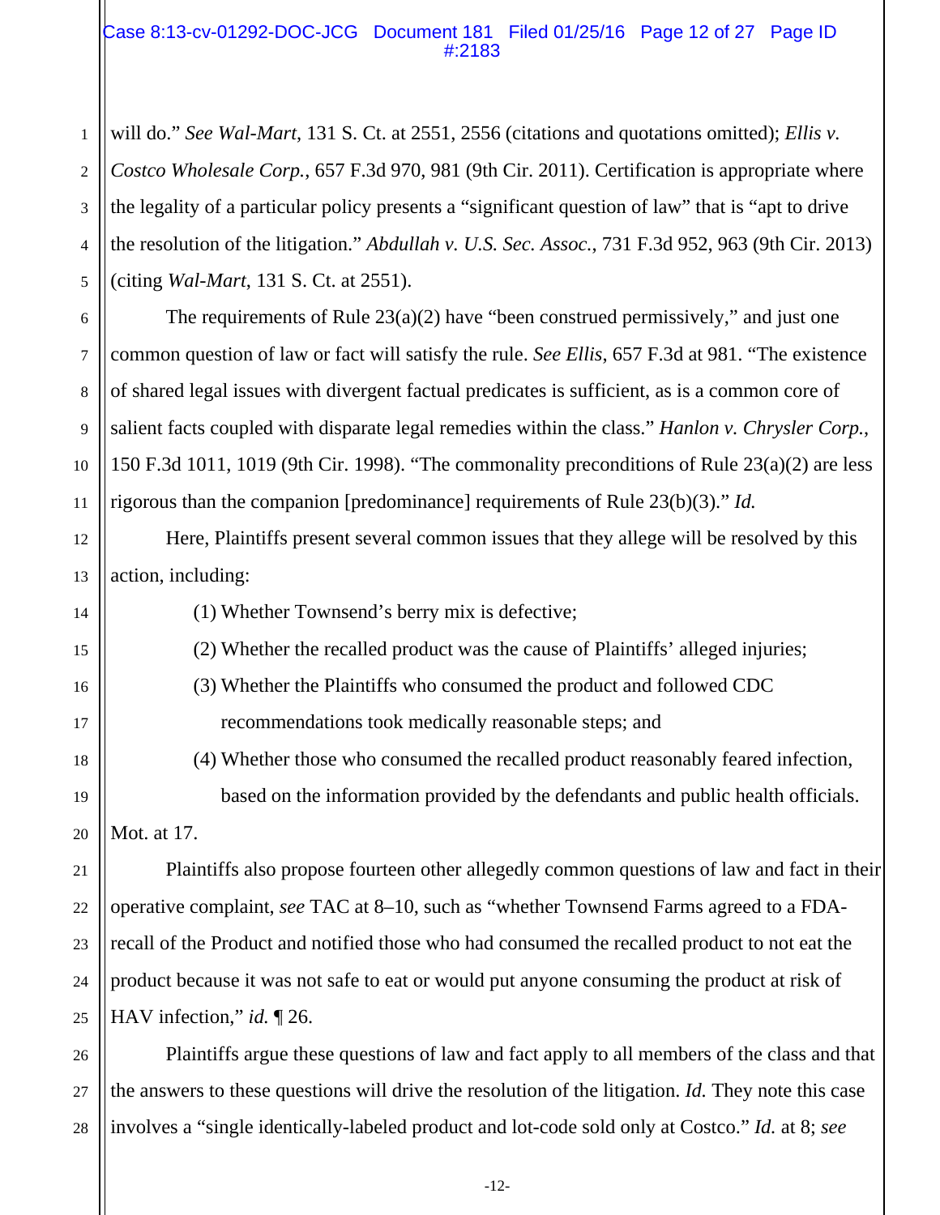will do." *See Wal-Mart*, 131 S. Ct. at 2551, 2556 (citations and quotations omitted); *Ellis v. Costco Wholesale Corp.*, 657 F.3d 970, 981 (9th Cir. 2011). Certification is appropriate where the legality of a particular policy presents a "significant question of law" that is "apt to drive the resolution of the litigation." *Abdullah v. U.S. Sec. Assoc.*, 731 F.3d 952, 963 (9th Cir. 2013) (citing *Wal-Mart*, 131 S. Ct. at 2551).

The requirements of Rule 23(a)(2) have "been construed permissively," and just one common question of law or fact will satisfy the rule. *See Ellis*, 657 F.3d at 981. "The existence of shared legal issues with divergent factual predicates is sufficient, as is a common core of salient facts coupled with disparate legal remedies within the class." *Hanlon v. Chrysler Corp.*, 150 F.3d 1011, 1019 (9th Cir. 1998). "The commonality preconditions of Rule 23(a)(2) are less rigorous than the companion [predominance] requirements of Rule 23(b)(3)." *Id.*

Here, Plaintiffs present several common issues that they allege will be resolved by this action, including:

(1) Whether Townsend's berry mix is defective;

(2) Whether the recalled product was the cause of Plaintiffs' alleged injuries;

(3) Whether the Plaintiffs who consumed the product and followed CDC recommendations took medically reasonable steps; and

(4) Whether those who consumed the recalled product reasonably feared infection, based on the information provided by the defendants and public health officials.

Mot. at 17.

Plaintiffs also propose fourteen other allegedly common questions of law and fact in their operative complaint, *see* TAC at 8–10, such as "whether Townsend Farms agreed to a FDA-recall of the Product and notified those who had consumed the recalled product to not eat the product because it was not safe to eat or would put anyone consuming the product at risk of HAV infection," *id.* ¶ 26.

Plaintiffs argue these questions of law and fact apply to all members of the class and that the answers to these questions will drive the resolution of the litigation. *Id.* They note this case involves a "single identically-labeled product and lot-code sold only at Costco." *Id.* at 8; *see*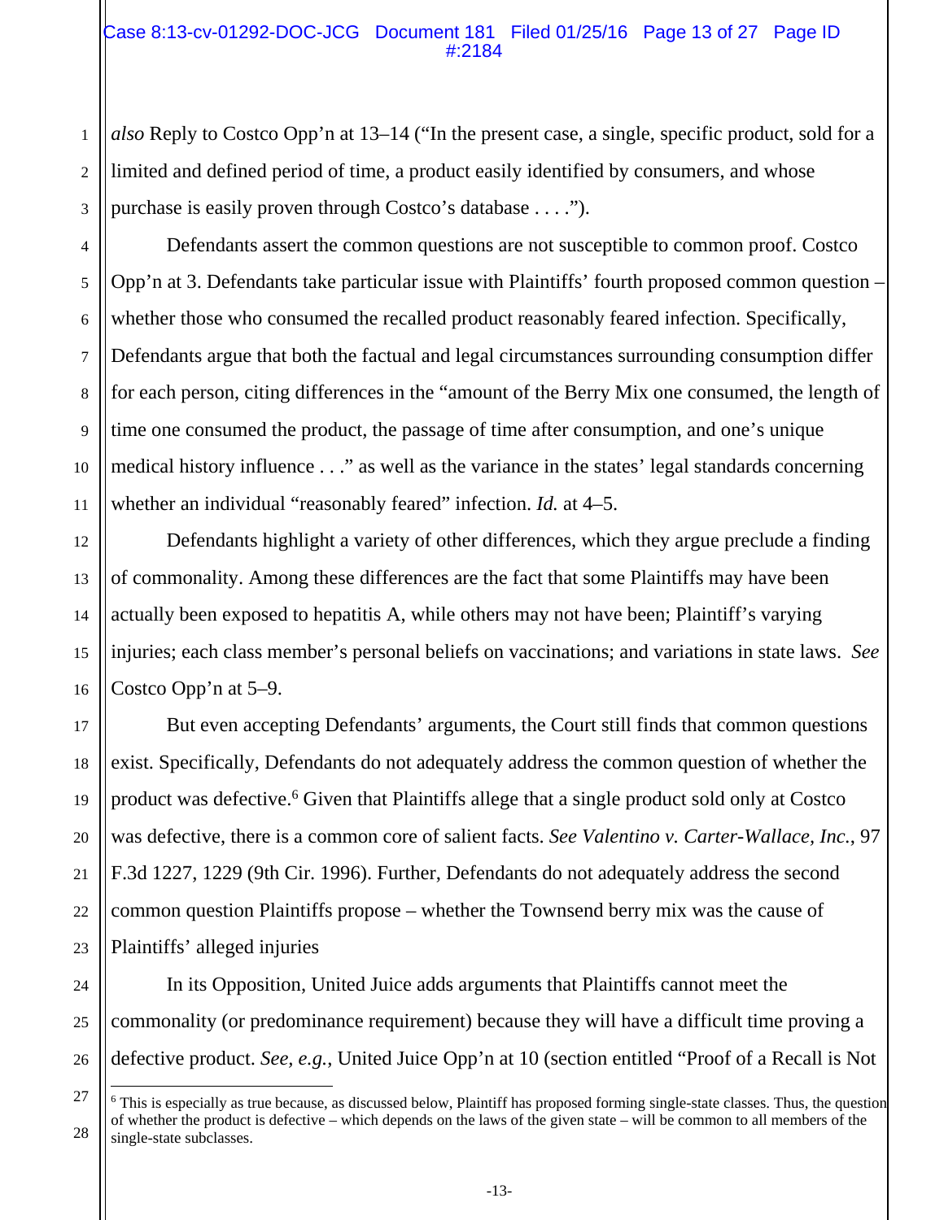*also* Reply to Costco Opp'n at 13–14 ("In the present case, a single, specific product, sold for a limited and defined period of time, a product easily identified by consumers, and whose purchase is easily proven through Costco's database . . . .").

Defendants assert the common questions are not susceptible to common proof. Costco Opp'n at 3. Defendants take particular issue with Plaintiffs' fourth proposed common question – whether those who consumed the recalled product reasonably feared infection. Specifically, Defendants argue that both the factual and legal circumstances surrounding consumption differ for each person, citing differences in the "amount of the Berry Mix one consumed, the length of time one consumed the product, the passage of time after consumption, and one's unique medical history influence . . ." as well as the variance in the states' legal standards concerning whether an individual "reasonably feared" infection. *Id.* at 4–5.

Defendants highlight a variety of other differences, which they argue preclude a finding of commonality. Among these differences are the fact that some Plaintiffs may have been actually been exposed to hepatitis A, while others may not have been; Plaintiff's varying injuries; each class member's personal beliefs on vaccinations; and variations in state laws. *See* Costco Opp'n at 5–9.

But even accepting Defendants' arguments, the Court still finds that common questions exist. Specifically, Defendants do not adequately address the common question of whether the product was defective.[6] Given that Plaintiffs allege that a single product sold only at Costco was defective, there is a common core of salient facts. *See Valentino v. Carter-Wallace, Inc.*, 97 F.3d 1227, 1229 (9th Cir. 1996). Further, Defendants do not adequately address the second common question Plaintiffs propose – whether the Townsend berry mix was the cause of Plaintiffs' alleged injuries

In its Opposition, United Juice adds arguments that Plaintiffs cannot meet the commonality (or predominance requirement) because they will have a difficult time proving a defective product. *See, e.g.*, United Juice Opp'n at 10 (section entitled "Proof of a Recall is Not

---

[6] This is especially as true because, as discussed below, Plaintiff has proposed forming single-state classes. Thus, the question of whether the product is defective – which depends on the laws of the given state – will be common to all members of the single-state subclasses.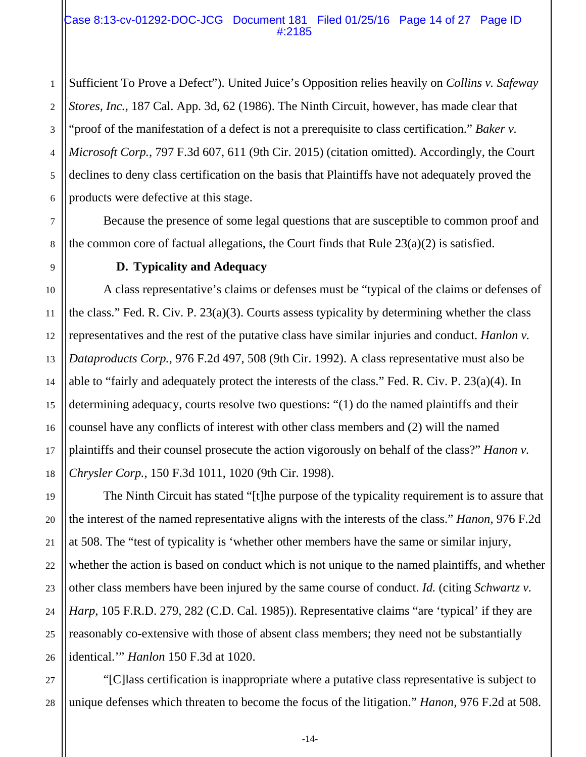Sufficient To Prove a Defect"). United Juice's Opposition relies heavily on *Collins v. Safeway Stores, Inc.*, 187 Cal. App. 3d, 62 (1986). The Ninth Circuit, however, has made clear that "proof of the manifestation of a defect is not a prerequisite to class certification." *Baker v. Microsoft Corp.*, 797 F.3d 607, 611 (9th Cir. 2015) (citation omitted). Accordingly, the Court declines to deny class certification on the basis that Plaintiffs have not adequately proved the products were defective at this stage.

Because the presence of some legal questions that are susceptible to common proof and the common core of factual allegations, the Court finds that Rule 23(a)(2) is satisfied.

**D. Typicality and Adequacy**

A class representative's claims or defenses must be "typical of the claims or defenses of the class." Fed. R. Civ. P. 23(a)(3). Courts assess typicality by determining whether the class representatives and the rest of the putative class have similar injuries and conduct. *Hanlon v. Dataproducts Corp.*, 976 F.2d 497, 508 (9th Cir. 1992). A class representative must also be able to "fairly and adequately protect the interests of the class." Fed. R. Civ. P. 23(a)(4). In determining adequacy, courts resolve two questions: "(1) do the named plaintiffs and their counsel have any conflicts of interest with other class members and (2) will the named plaintiffs and their counsel prosecute the action vigorously on behalf of the class?" *Hanon v. Chrysler Corp.*, 150 F.3d 1011, 1020 (9th Cir. 1998).

The Ninth Circuit has stated "[t]he purpose of the typicality requirement is to assure that the interest of the named representative aligns with the interests of the class." *Hanon*, 976 F.2d at 508. The "test of typicality is 'whether other members have the same or similar injury, whether the action is based on conduct which is not unique to the named plaintiffs, and whether other class members have been injured by the same course of conduct. *Id.* (citing *Schwartz v. Harp*, 105 F.R.D. 279, 282 (C.D. Cal. 1985)). Representative claims "are 'typical' if they are reasonably co-extensive with those of absent class members; they need not be substantially identical.'" *Hanlon* 150 F.3d at 1020.

"[C]lass certification is inappropriate where a putative class representative is subject to unique defenses which threaten to become the focus of the litigation." *Hanon*, 976 F.2d at 508.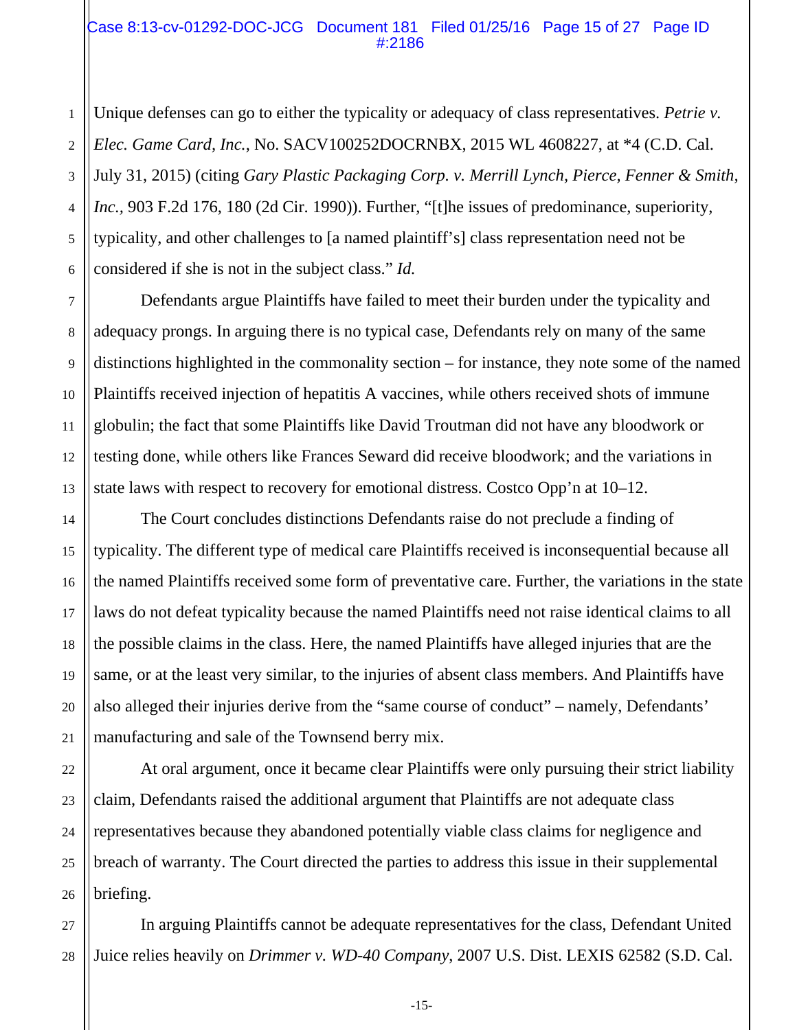Unique defenses can go to either the typicality or adequacy of class representatives. *Petrie v. Elec. Game Card, Inc.*, No. SACV100252DOCRNBX, 2015 WL 4608227, at *4 (C.D. Cal. July 31, 2015) (citing *Gary Plastic Packaging Corp. v. Merrill Lynch, Pierce, Fenner & Smith, Inc.*, 903 F.2d 176, 180 (2d Cir. 1990)). Further, "[t]he issues of predominance, superiority, typicality, and other challenges to [a named plaintiff's] class representation need not be considered if she is not in the subject class." *Id.*

Defendants argue Plaintiffs have failed to meet their burden under the typicality and adequacy prongs. In arguing there is no typical case, Defendants rely on many of the same distinctions highlighted in the commonality section – for instance, they note some of the named Plaintiffs received injection of hepatitis A vaccines, while others received shots of immune globulin; the fact that some Plaintiffs like David Troutman did not have any bloodwork or testing done, while others like Frances Seward did receive bloodwork; and the variations in state laws with respect to recovery for emotional distress. Costco Opp'n at 10–12.

The Court concludes distinctions Defendants raise do not preclude a finding of typicality. The different type of medical care Plaintiffs received is inconsequential because all the named Plaintiffs received some form of preventative care. Further, the variations in the state laws do not defeat typicality because the named Plaintiffs need not raise identical claims to all the possible claims in the class. Here, the named Plaintiffs have alleged injuries that are the same, or at the least very similar, to the injuries of absent class members. And Plaintiffs have also alleged their injuries derive from the "same course of conduct" – namely, Defendants' manufacturing and sale of the Townsend berry mix.

At oral argument, once it became clear Plaintiffs were only pursuing their strict liability claim, Defendants raised the additional argument that Plaintiffs are not adequate class representatives because they abandoned potentially viable class claims for negligence and breach of warranty. The Court directed the parties to address this issue in their supplemental briefing.

In arguing Plaintiffs cannot be adequate representatives for the class, Defendant United Juice relies heavily on *Drimmer v. WD-40 Company*, 2007 U.S. Dist. LEXIS 62582 (S.D. Cal.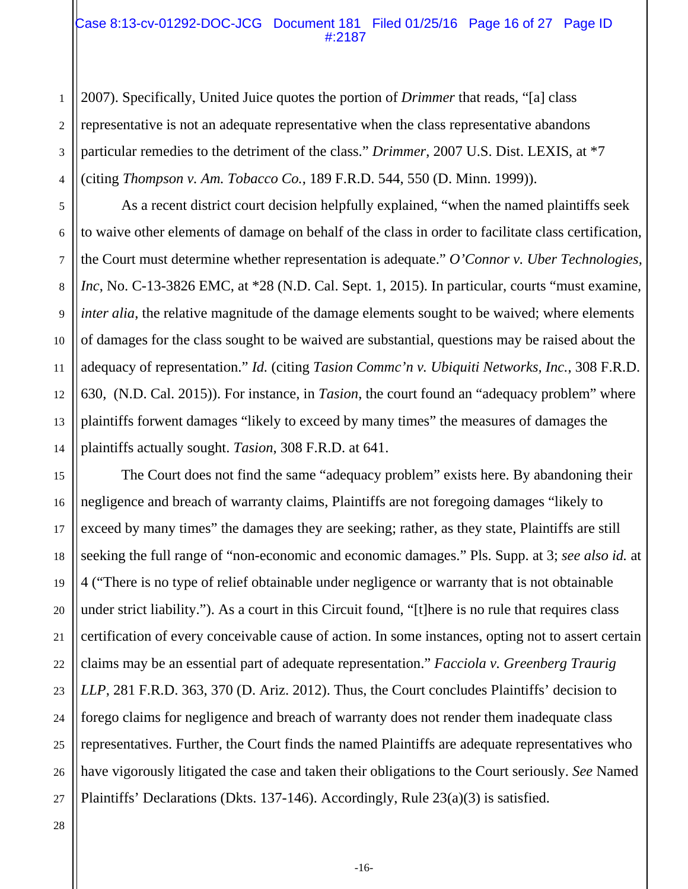2007). Specifically, United Juice quotes the portion of *Drimmer* that reads, "[a] class representative is not an adequate representative when the class representative abandons particular remedies to the detriment of the class." *Drimmer*, 2007 U.S. Dist. LEXIS, at *7 (citing *Thompson v. Am. Tobacco Co.*, 189 F.R.D. 544, 550 (D. Minn. 1999)).

As a recent district court decision helpfully explained, "when the named plaintiffs seek to waive other elements of damage on behalf of the class in order to facilitate class certification, the Court must determine whether representation is adequate." *O'Connor v. Uber Technologies, Inc*, No. C-13-3826 EMC, at *28 (N.D. Cal. Sept. 1, 2015). In particular, courts "must examine, *inter alia*, the relative magnitude of the damage elements sought to be waived; where elements of damages for the class sought to be waived are substantial, questions may be raised about the adequacy of representation." *Id.* (citing *Tasion Commc'n v. Ubiquiti Networks, Inc.*, 308 F.R.D. 630, (N.D. Cal. 2015)). For instance, in *Tasion*, the court found an "adequacy problem" where plaintiffs forwent damages "likely to exceed by many times" the measures of damages the plaintiffs actually sought. *Tasion*, 308 F.R.D. at 641.

The Court does not find the same "adequacy problem" exists here. By abandoning their negligence and breach of warranty claims, Plaintiffs are not foregoing damages "likely to exceed by many times" the damages they are seeking; rather, as they state, Plaintiffs are still seeking the full range of "non-economic and economic damages." Pls. Supp. at 3; *see also id.* at 4 ("There is no type of relief obtainable under negligence or warranty that is not obtainable under strict liability."). As a court in this Circuit found, "[t]here is no rule that requires class certification of every conceivable cause of action. In some instances, opting not to assert certain claims may be an essential part of adequate representation." *Facciola v. Greenberg Traurig LLP*, 281 F.R.D. 363, 370 (D. Ariz. 2012). Thus, the Court concludes Plaintiffs' decision to forego claims for negligence and breach of warranty does not render them inadequate class representatives. Further, the Court finds the named Plaintiffs are adequate representatives who have vigorously litigated the case and taken their obligations to the Court seriously. *See* Named Plaintiffs' Declarations (Dkts. 137-146). Accordingly, Rule 23(a)(3) is satisfied.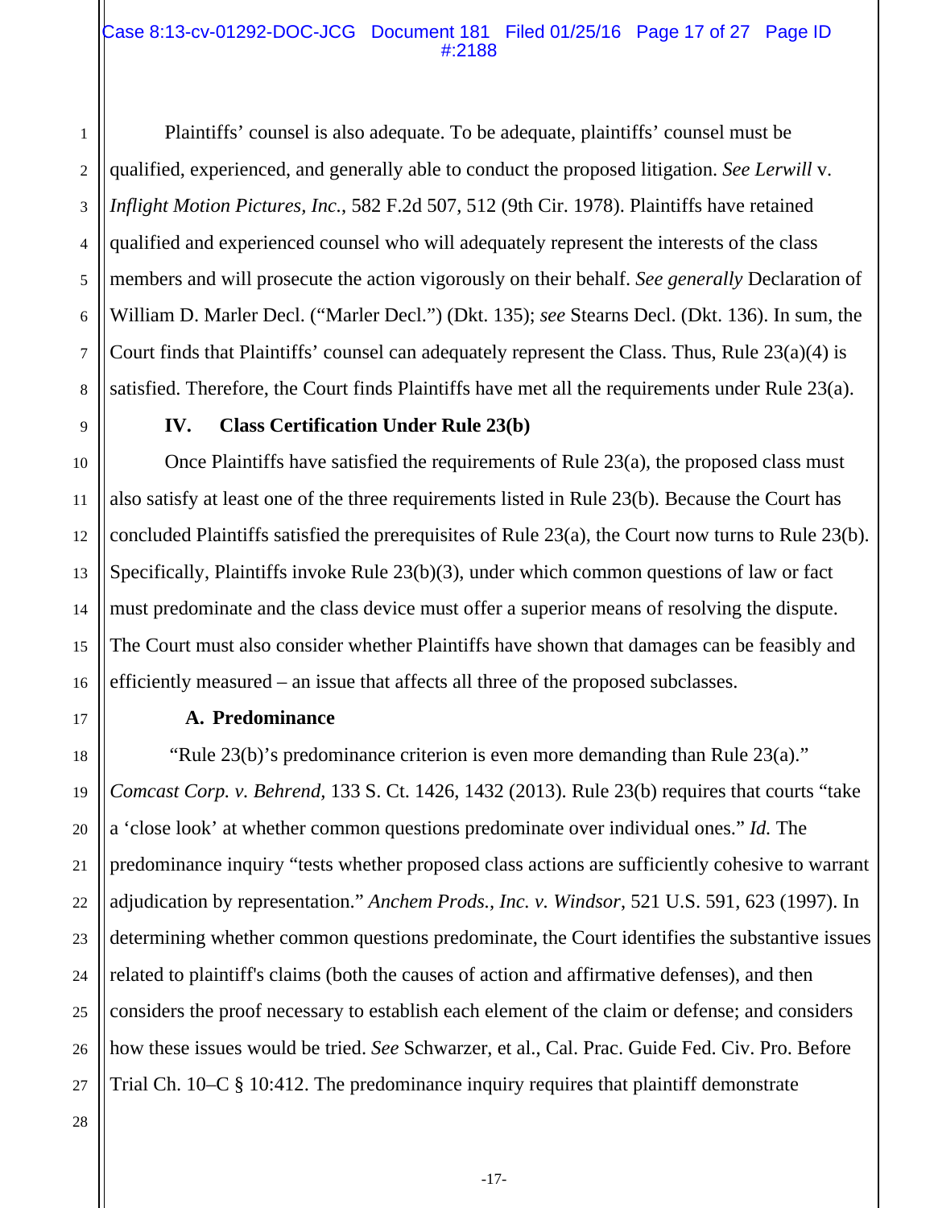Plaintiffs' counsel is also adequate. To be adequate, plaintiffs' counsel must be qualified, experienced, and generally able to conduct the proposed litigation. *See Lerwill* v. *Inflight Motion Pictures, Inc.*, 582 F.2d 507, 512 (9th Cir. 1978). Plaintiffs have retained qualified and experienced counsel who will adequately represent the interests of the class members and will prosecute the action vigorously on their behalf. *See generally* Declaration of William D. Marler Decl. ("Marler Decl.") (Dkt. 135); *see* Stearns Decl. (Dkt. 136). In sum, the Court finds that Plaintiffs' counsel can adequately represent the Class. Thus, Rule 23(a)(4) is satisfied. Therefore, the Court finds Plaintiffs have met all the requirements under Rule 23(a).

## IV. Class Certification Under Rule 23(b)

Once Plaintiffs have satisfied the requirements of Rule 23(a), the proposed class must also satisfy at least one of the three requirements listed in Rule 23(b). Because the Court has concluded Plaintiffs satisfied the prerequisites of Rule 23(a), the Court now turns to Rule 23(b). Specifically, Plaintiffs invoke Rule 23(b)(3), under which common questions of law or fact must predominate and the class device must offer a superior means of resolving the dispute. The Court must also consider whether Plaintiffs have shown that damages can be feasibly and efficiently measured – an issue that affects all three of the proposed subclasses.

### A. Predominance

"Rule 23(b)'s predominance criterion is even more demanding than Rule 23(a)." *Comcast Corp. v. Behrend,* 133 S. Ct. 1426, 1432 (2013). Rule 23(b) requires that courts "take a 'close look' at whether common questions predominate over individual ones." *Id.* The predominance inquiry "tests whether proposed class actions are sufficiently cohesive to warrant adjudication by representation." *Anchem Prods., Inc. v. Windsor*, 521 U.S. 591, 623 (1997). In determining whether common questions predominate, the Court identifies the substantive issues related to plaintiff's claims (both the causes of action and affirmative defenses), and then considers the proof necessary to establish each element of the claim or defense; and considers how these issues would be tried. *See* Schwarzer, et al., Cal. Prac. Guide Fed. Civ. Pro. Before Trial Ch. 10–C § 10:412. The predominance inquiry requires that plaintiff demonstrate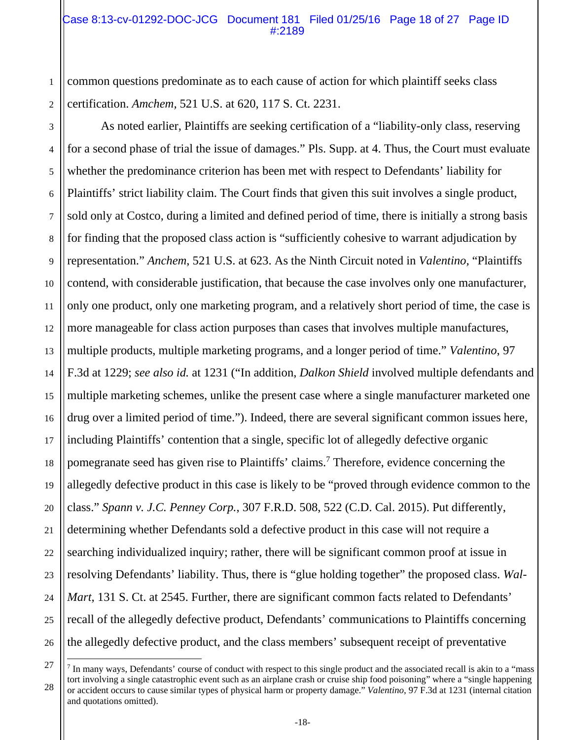common questions predominate as to each cause of action for which plaintiff seeks class certification. *Amchem*, 521 U.S. at 620, 117 S. Ct. 2231.

As noted earlier, Plaintiffs are seeking certification of a "liability-only class, reserving for a second phase of trial the issue of damages." Pls. Supp. at 4. Thus, the Court must evaluate whether the predominance criterion has been met with respect to Defendants' liability for Plaintiffs' strict liability claim. The Court finds that given this suit involves a single product, sold only at Costco, during a limited and defined period of time, there is initially a strong basis for finding that the proposed class action is "sufficiently cohesive to warrant adjudication by representation." *Anchem*, 521 U.S. at 623. As the Ninth Circuit noted in *Valentino,* "Plaintiffs contend, with considerable justification, that because the case involves only one manufacturer, only one product, only one marketing program, and a relatively short period of time, the case is more manageable for class action purposes than cases that involves multiple manufactures, multiple products, multiple marketing programs, and a longer period of time." *Valentino*, 97 F.3d at 1229; *see also id.* at 1231 ("In addition, *Dalkon Shield* involved multiple defendants and multiple marketing schemes, unlike the present case where a single manufacturer marketed one drug over a limited period of time."). Indeed, there are several significant common issues here, including Plaintiffs' contention that a single, specific lot of allegedly defective organic pomegranate seed has given rise to Plaintiffs' claims.[7] Therefore, evidence concerning the allegedly defective product in this case is likely to be "proved through evidence common to the class." *Spann v. J.C. Penney Corp.*, 307 F.R.D. 508, 522 (C.D. Cal. 2015). Put differently, determining whether Defendants sold a defective product in this case will not require a searching individualized inquiry; rather, there will be significant common proof at issue in resolving Defendants' liability. Thus, there is "glue holding together" the proposed class. *Wal-Mart*, 131 S. Ct. at 2545. Further, there are significant common facts related to Defendants' recall of the allegedly defective product, Defendants' communications to Plaintiffs concerning the allegedly defective product, and the class members' subsequent receipt of preventative

[7] In many ways, Defendants' course of conduct with respect to this single product and the associated recall is akin to a "mass tort involving a single catastrophic event such as an airplane crash or cruise ship food poisoning" where a "single happening or accident occurs to cause similar types of physical harm or property damage." *Valentino*, 97 F.3d at 1231 (internal citation and quotations omitted).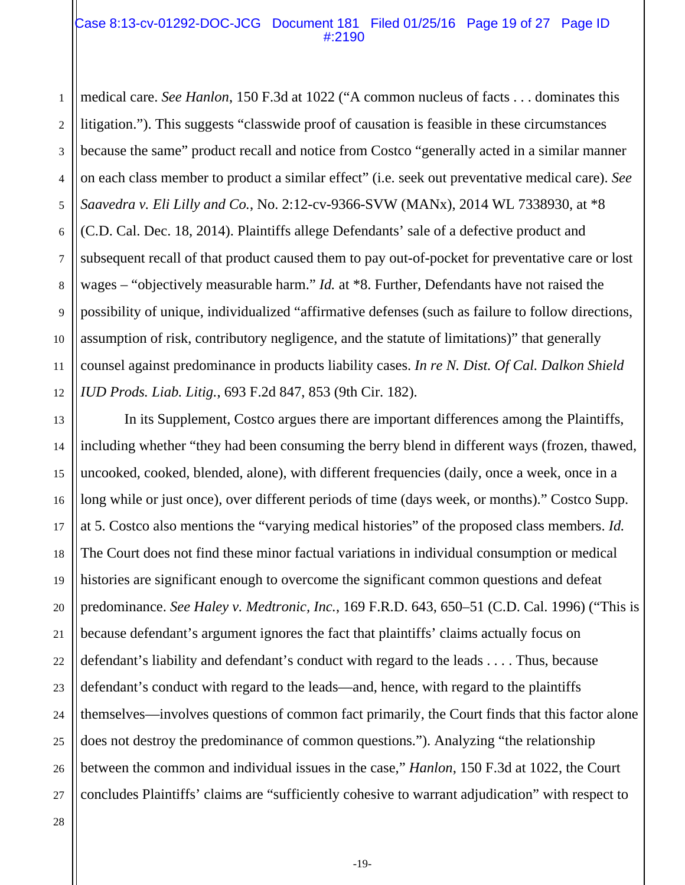medical care. *See Hanlon*, 150 F.3d at 1022 ("A common nucleus of facts . . . dominates this litigation."). This suggests "classwide proof of causation is feasible in these circumstances because the same" product recall and notice from Costco "generally acted in a similar manner on each class member to product a similar effect" (i.e. seek out preventative medical care). *See Saavedra v. Eli Lilly and Co.*, No. 2:12-cv-9366-SVW (MANx), 2014 WL 7338930, at *8 (C.D. Cal. Dec. 18, 2014). Plaintiffs allege Defendants' sale of a defective product and subsequent recall of that product caused them to pay out-of-pocket for preventative care or lost wages – "objectively measurable harm." *Id.* at *8. Further, Defendants have not raised the possibility of unique, individualized "affirmative defenses (such as failure to follow directions, assumption of risk, contributory negligence, and the statute of limitations)" that generally counsel against predominance in products liability cases. *In re N. Dist. Of Cal. Dalkon Shield IUD Prods. Liab. Litig.*, 693 F.2d 847, 853 (9th Cir. 182).

In its Supplement, Costco argues there are important differences among the Plaintiffs, including whether "they had been consuming the berry blend in different ways (frozen, thawed, uncooked, cooked, blended, alone), with different frequencies (daily, once a week, once in a long while or just once), over different periods of time (days week, or months)." Costco Supp. at 5. Costco also mentions the "varying medical histories" of the proposed class members. *Id.* The Court does not find these minor factual variations in individual consumption or medical histories are significant enough to overcome the significant common questions and defeat predominance. *See Haley v. Medtronic, Inc.*, 169 F.R.D. 643, 650–51 (C.D. Cal. 1996) ("This is because defendant's argument ignores the fact that plaintiffs' claims actually focus on defendant's liability and defendant's conduct with regard to the leads . . . . Thus, because defendant's conduct with regard to the leads—and, hence, with regard to the plaintiffs themselves—involves questions of common fact primarily, the Court finds that this factor alone does not destroy the predominance of common questions."). Analyzing "the relationship between the common and individual issues in the case," *Hanlon*, 150 F.3d at 1022, the Court concludes Plaintiffs' claims are "sufficiently cohesive to warrant adjudication" with respect to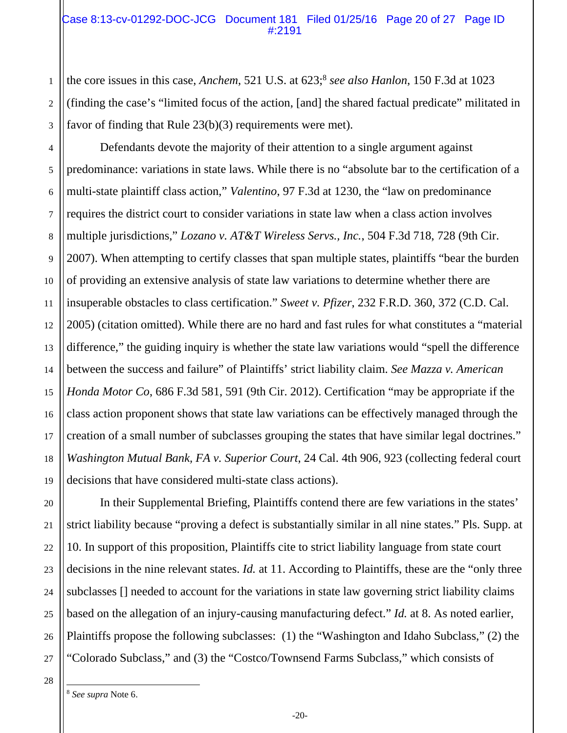the core issues in this case, *Anchem*, 521 U.S. at 623;[8] *see also Hanlon*, 150 F.3d at 1023 (finding the case's "limited focus of the action, [and] the shared factual predicate" militated in favor of finding that Rule 23(b)(3) requirements were met).

Defendants devote the majority of their attention to a single argument against predominance: variations in state laws. While there is no "absolute bar to the certification of a multi-state plaintiff class action," *Valentino*, 97 F.3d at 1230, the "law on predominance requires the district court to consider variations in state law when a class action involves multiple jurisdictions," *Lozano v. AT&T Wireless Servs., Inc.*, 504 F.3d 718, 728 (9th Cir. 2007). When attempting to certify classes that span multiple states, plaintiffs "bear the burden of providing an extensive analysis of state law variations to determine whether there are insuperable obstacles to class certification." *Sweet v. Pfizer*, 232 F.R.D. 360, 372 (C.D. Cal. 2005) (citation omitted). While there are no hard and fast rules for what constitutes a "material difference," the guiding inquiry is whether the state law variations would "spell the difference between the success and failure" of Plaintiffs' strict liability claim. *See Mazza v. American Honda Motor Co*, 686 F.3d 581, 591 (9th Cir. 2012). Certification "may be appropriate if the class action proponent shows that state law variations can be effectively managed through the creation of a small number of subclasses grouping the states that have similar legal doctrines." *Washington Mutual Bank, FA v. Superior Court*, 24 Cal. 4th 906, 923 (collecting federal court decisions that have considered multi-state class actions).

In their Supplemental Briefing, Plaintiffs contend there are few variations in the states' strict liability because "proving a defect is substantially similar in all nine states." Pls. Supp. at 10. In support of this proposition, Plaintiffs cite to strict liability language from state court decisions in the nine relevant states. *Id.* at 11. According to Plaintiffs, these are the "only three subclasses [] needed to account for the variations in state law governing strict liability claims based on the allegation of an injury-causing manufacturing defect." *Id.* at 8. As noted earlier, Plaintiffs propose the following subclasses: (1) the "Washington and Idaho Subclass," (2) the "Colorado Subclass," and (3) the "Costco/Townsend Farms Subclass," which consists of

---

[8] *See supra* Note 6.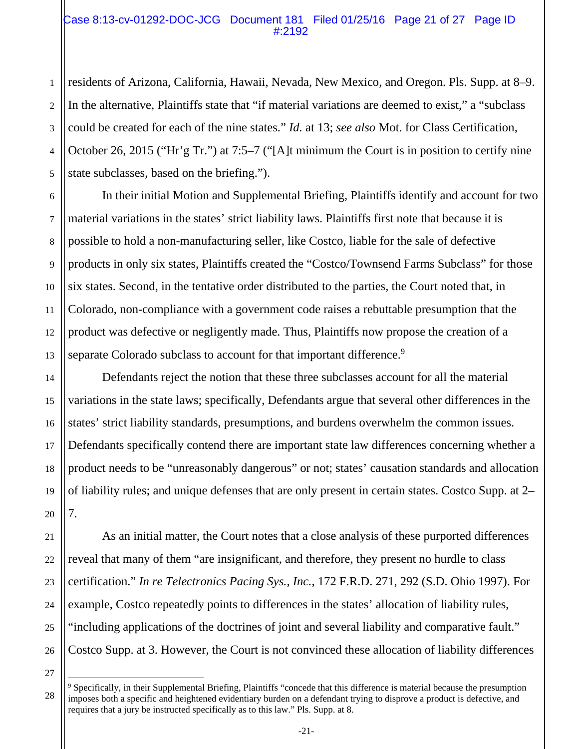residents of Arizona, California, Hawaii, Nevada, New Mexico, and Oregon. Pls. Supp. at 8–9. In the alternative, Plaintiffs state that "if material variations are deemed to exist," a "subclass could be created for each of the nine states." *Id.* at 13; *see also* Mot. for Class Certification, October 26, 2015 ("Hr'g Tr.") at 7:5–7 ("[A]t minimum the Court is in position to certify nine state subclasses, based on the briefing.").

In their initial Motion and Supplemental Briefing, Plaintiffs identify and account for two material variations in the states' strict liability laws. Plaintiffs first note that because it is possible to hold a non-manufacturing seller, like Costco, liable for the sale of defective products in only six states, Plaintiffs created the "Costco/Townsend Farms Subclass" for those six states. Second, in the tentative order distributed to the parties, the Court noted that, in Colorado, non-compliance with a government code raises a rebuttable presumption that the product was defective or negligently made. Thus, Plaintiffs now propose the creation of a separate Colorado subclass to account for that important difference.[9]

Defendants reject the notion that these three subclasses account for all the material variations in the state laws; specifically, Defendants argue that several other differences in the states' strict liability standards, presumptions, and burdens overwhelm the common issues. Defendants specifically contend there are important state law differences concerning whether a product needs to be "unreasonably dangerous" or not; states' causation standards and allocation of liability rules; and unique defenses that are only present in certain states. Costco Supp. at 2–7.

As an initial matter, the Court notes that a close analysis of these purported differences reveal that many of them "are insignificant, and therefore, they present no hurdle to class certification." *In re Telectronics Pacing Sys., Inc.*, 172 F.R.D. 271, 292 (S.D. Ohio 1997). For example, Costco repeatedly points to differences in the states' allocation of liability rules, "including applications of the doctrines of joint and several liability and comparative fault." Costco Supp. at 3. However, the Court is not convinced these allocation of liability differences

---

[9] Specifically, in their Supplemental Briefing, Plaintiffs "concede that this difference is material because the presumption imposes both a specific and heightened evidentiary burden on a defendant trying to disprove a product is defective, and requires that a jury be instructed specifically as to this law." Pls. Supp. at 8.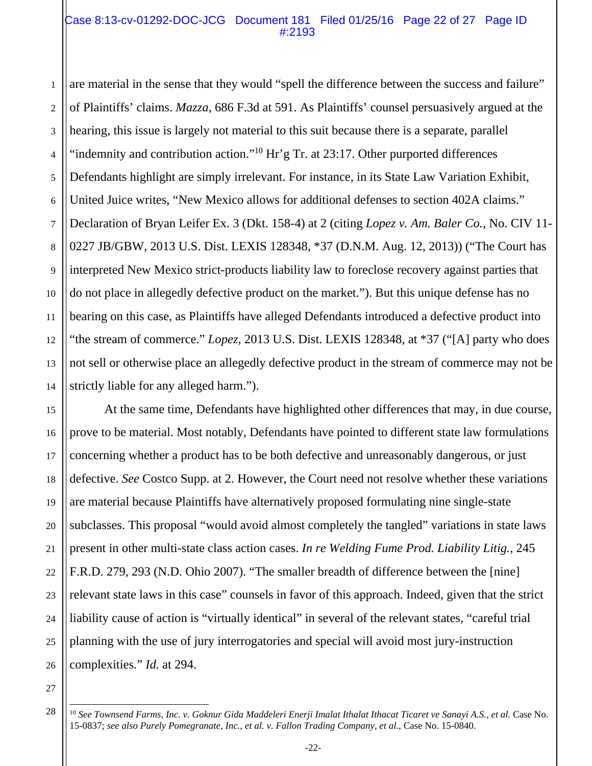are material in the sense that they would "spell the difference between the success and failure" of Plaintiffs' claims. *Mazza*, 686 F.3d at 591. As Plaintiffs' counsel persuasively argued at the hearing, this issue is largely not material to this suit because there is a separate, parallel "indemnity and contribution action."[10] Hr'g Tr. at 23:17. Other purported differences Defendants highlight are simply irrelevant. For instance, in its State Law Variation Exhibit, United Juice writes, "New Mexico allows for additional defenses to section 402A claims." Declaration of Bryan Leifer Ex. 3 (Dkt. 158-4) at 2 (citing *Lopez v. Am. Baler Co.*, No. CIV 11-0227 JB/GBW, 2013 U.S. Dist. LEXIS 128348, *37 (D.N.M. Aug. 12, 2013)) ("The Court has interpreted New Mexico strict-products liability law to foreclose recovery against parties that do not place in allegedly defective product on the market."). But this unique defense has no bearing on this case, as Plaintiffs have alleged Defendants introduced a defective product into "the stream of commerce." *Lopez*, 2013 U.S. Dist. LEXIS 128348, at *37 ("[A] party who does not sell or otherwise place an allegedly defective product in the stream of commerce may not be strictly liable for any alleged harm.").

At the same time, Defendants have highlighted other differences that may, in due course, prove to be material. Most notably, Defendants have pointed to different state law formulations concerning whether a product has to be both defective and unreasonably dangerous, or just defective. *See* Costco Supp. at 2. However, the Court need not resolve whether these variations are material because Plaintiffs have alternatively proposed formulating nine single-state subclasses. This proposal "would avoid almost completely the tangled" variations in state laws present in other multi-state class action cases. *In re Welding Fume Prod. Liability Litig.*, 245 F.R.D. 279, 293 (N.D. Ohio 2007). "The smaller breadth of difference between the [nine] relevant state laws in this case" counsels in favor of this approach. Indeed, given that the strict liability cause of action is "virtually identical" in several of the relevant states, "careful trial planning with the use of jury interrogatories and special will avoid most jury-instruction complexities." *Id.* at 294.

---

[10] *See Townsend Farms, Inc. v. Goknur Gida Maddeleri Enerji Imalat Ithalat Ithacat Ticaret ve Sanayi A.S., et al.* Case No. 15-0837; *see also Purely Pomegranate, Inc., et al. v. Fallon Trading Company, et al.*, Case No. 15-0840.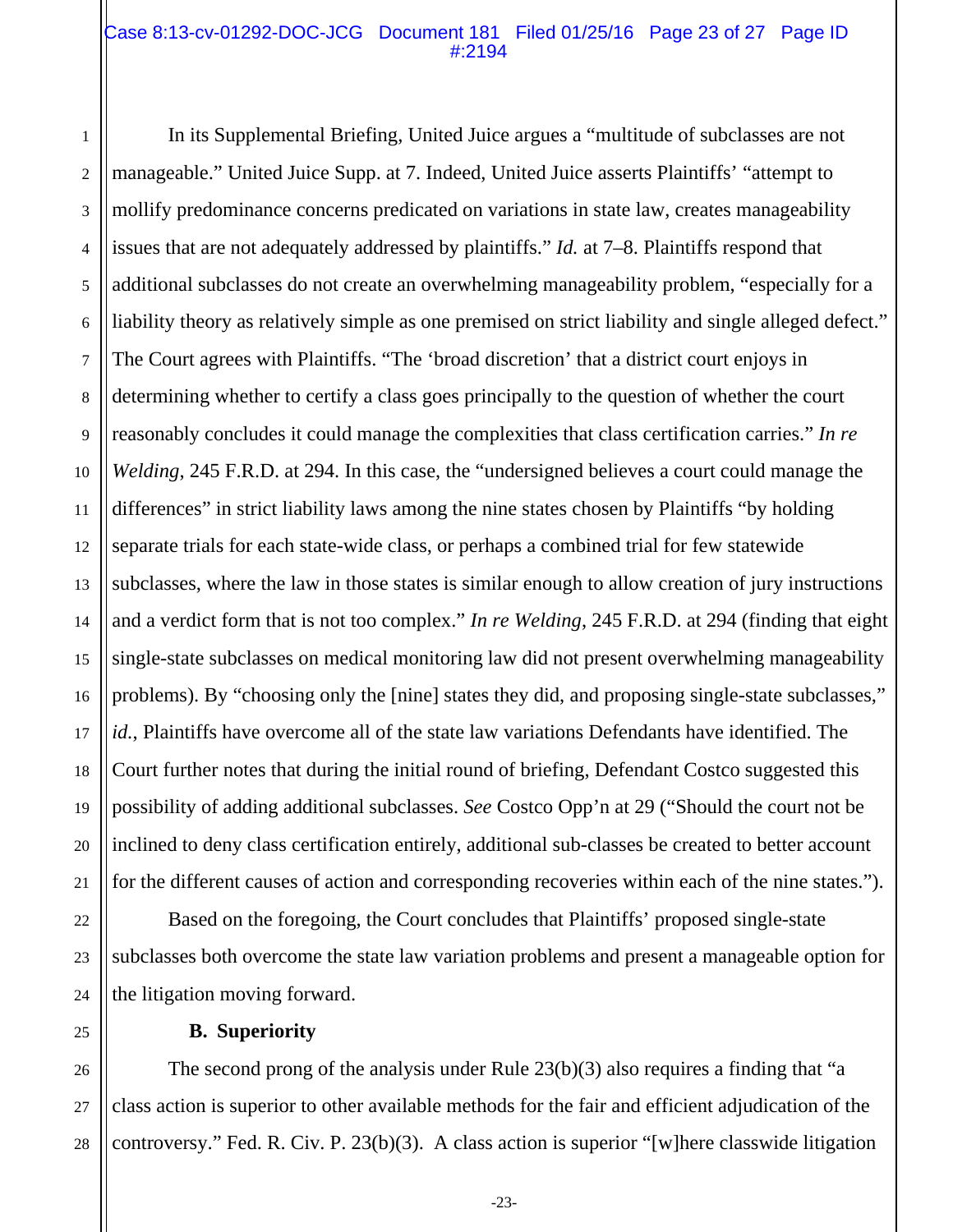In its Supplemental Briefing, United Juice argues a "multitude of subclasses are not manageable." United Juice Supp. at 7. Indeed, United Juice asserts Plaintiffs' "attempt to mollify predominance concerns predicated on variations in state law, creates manageability issues that are not adequately addressed by plaintiffs." *Id.* at 7–8. Plaintiffs respond that additional subclasses do not create an overwhelming manageability problem, "especially for a liability theory as relatively simple as one premised on strict liability and single alleged defect." The Court agrees with Plaintiffs. "The 'broad discretion' that a district court enjoys in determining whether to certify a class goes principally to the question of whether the court reasonably concludes it could manage the complexities that class certification carries." *In re Welding*, 245 F.R.D. at 294. In this case, the "undersigned believes a court could manage the differences" in strict liability laws among the nine states chosen by Plaintiffs "by holding separate trials for each state-wide class, or perhaps a combined trial for few statewide subclasses, where the law in those states is similar enough to allow creation of jury instructions and a verdict form that is not too complex." *In re Welding*, 245 F.R.D. at 294 (finding that eight single-state subclasses on medical monitoring law did not present overwhelming manageability problems). By "choosing only the [nine] states they did, and proposing single-state subclasses," *id.*, Plaintiffs have overcome all of the state law variations Defendants have identified. The Court further notes that during the initial round of briefing, Defendant Costco suggested this possibility of adding additional subclasses. *See* Costco Opp'n at 29 ("Should the court not be inclined to deny class certification entirely, additional sub-classes be created to better account for the different causes of action and corresponding recoveries within each of the nine states.").

Based on the foregoing, the Court concludes that Plaintiffs' proposed single-state subclasses both overcome the state law variation problems and present a manageable option for the litigation moving forward.

**B. Superiority**

The second prong of the analysis under Rule 23(b)(3) also requires a finding that "a class action is superior to other available methods for the fair and efficient adjudication of the controversy." Fed. R. Civ. P. 23(b)(3). A class action is superior "[w]here classwide litigation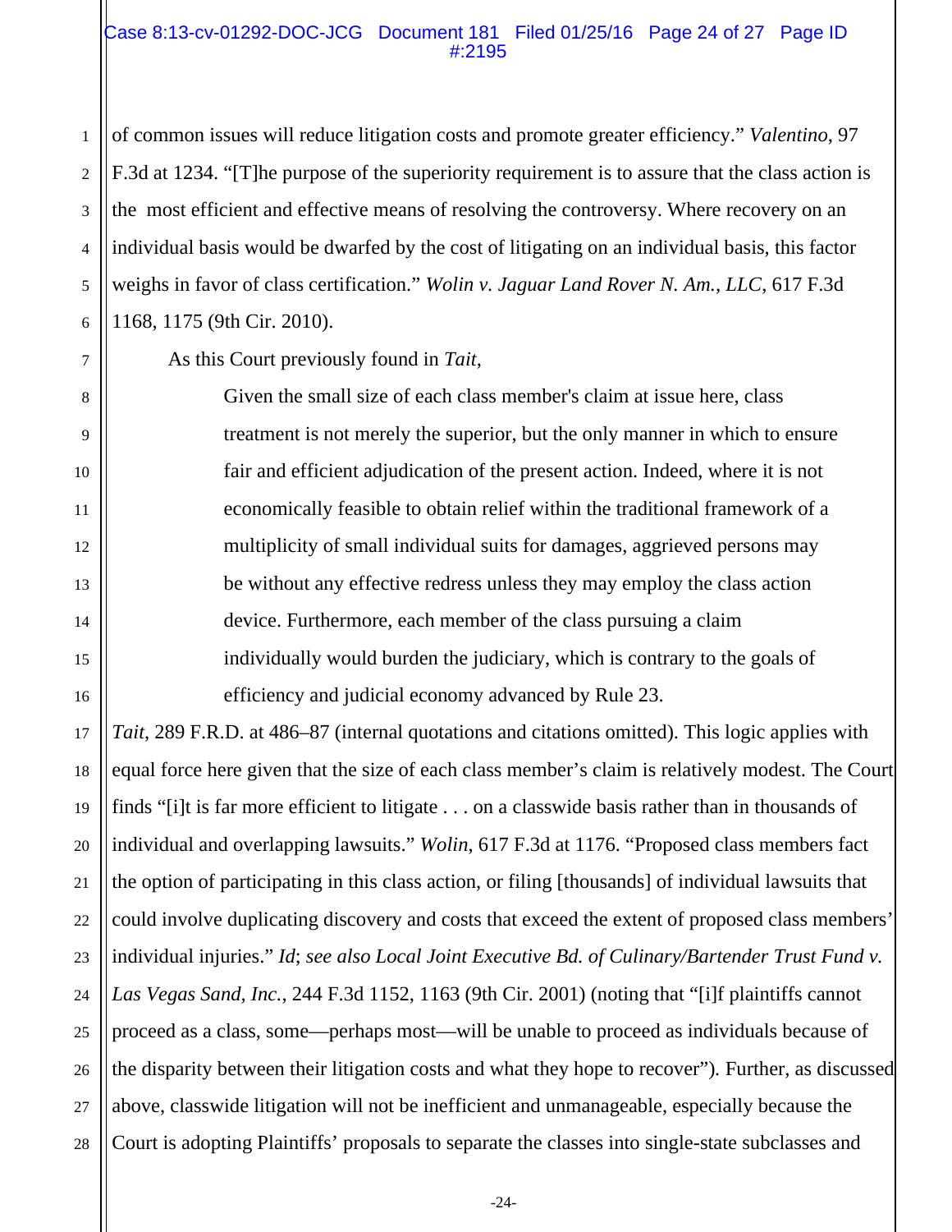of common issues will reduce litigation costs and promote greater efficiency." *Valentino*, 97 F.3d at 1234. "[T]he purpose of the superiority requirement is to assure that the class action is the most efficient and effective means of resolving the controversy. Where recovery on an individual basis would be dwarfed by the cost of litigating on an individual basis, this factor weighs in favor of class certification." *Wolin v. Jaguar Land Rover N. Am., LLC*, 617 F.3d 1168, 1175 (9th Cir. 2010).

As this Court previously found in *Tait*,

> Given the small size of each class member's claim at issue here, class treatment is not merely the superior, but the only manner in which to ensure fair and efficient adjudication of the present action. Indeed, where it is not economically feasible to obtain relief within the traditional framework of a multiplicity of small individual suits for damages, aggrieved persons may be without any effective redress unless they may employ the class action device. Furthermore, each member of the class pursuing a claim individually would burden the judiciary, which is contrary to the goals of efficiency and judicial economy advanced by Rule 23.

*Tait*, 289 F.R.D. at 486–87 (internal quotations and citations omitted). This logic applies with equal force here given that the size of each class member's claim is relatively modest. The Court finds "[i]t is far more efficient to litigate . . . on a classwide basis rather than in thousands of individual and overlapping lawsuits." *Wolin*, 617 F.3d at 1176. "Proposed class members fact the option of participating in this class action, or filing [thousands] of individual lawsuits that could involve duplicating discovery and costs that exceed the extent of proposed class members' individual injuries." *Id*; *see also Local Joint Executive Bd. of Culinary/Bartender Trust Fund v. Las Vegas Sand, Inc.*, 244 F.3d 1152, 1163 (9th Cir. 2001) (noting that "[i]f plaintiffs cannot proceed as a class, some—perhaps most—will be unable to proceed as individuals because of the disparity between their litigation costs and what they hope to recover"). Further, as discussed above, classwide litigation will not be inefficient and unmanageable, especially because the Court is adopting Plaintiffs' proposals to separate the classes into single-state subclasses and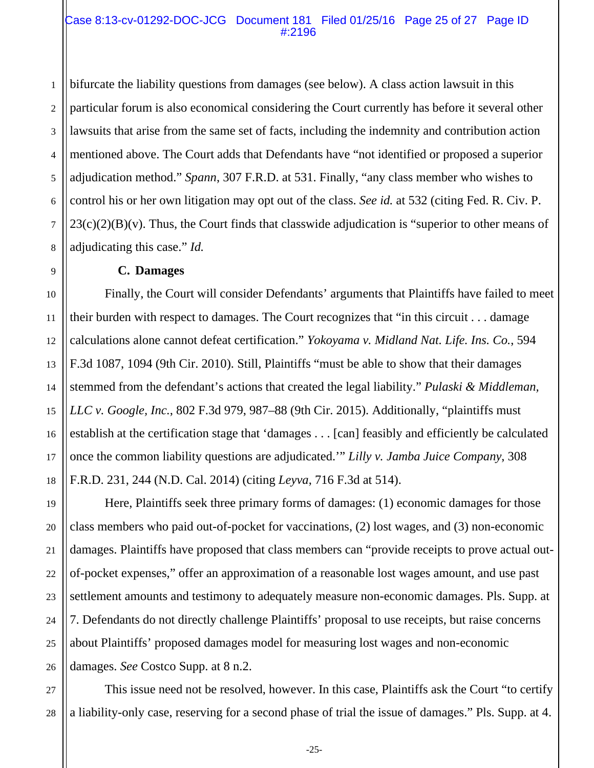bifurcate the liability questions from damages (see below). A class action lawsuit in this particular forum is also economical considering the Court currently has before it several other lawsuits that arise from the same set of facts, including the indemnity and contribution action mentioned above. The Court adds that Defendants have "not identified or proposed a superior adjudication method." *Spann*, 307 F.R.D. at 531. Finally, "any class member who wishes to control his or her own litigation may opt out of the class. *See id.* at 532 (citing Fed. R. Civ. P. 23(c)(2)(B)(v). Thus, the Court finds that classwide adjudication is "superior to other means of adjudicating this case." *Id.*

### C. Damages

Finally, the Court will consider Defendants' arguments that Plaintiffs have failed to meet their burden with respect to damages. The Court recognizes that "in this circuit . . . damage calculations alone cannot defeat certification." *Yokoyama v. Midland Nat. Life. Ins. Co.*, 594 F.3d 1087, 1094 (9th Cir. 2010). Still, Plaintiffs "must be able to show that their damages stemmed from the defendant's actions that created the legal liability." *Pulaski & Middleman, LLC v. Google, Inc.*, 802 F.3d 979, 987–88 (9th Cir. 2015). Additionally, "plaintiffs must establish at the certification stage that 'damages . . . [can] feasibly and efficiently be calculated once the common liability questions are adjudicated.'" *Lilly v. Jamba Juice Company*, 308 F.R.D. 231, 244 (N.D. Cal. 2014) (citing *Leyva*, 716 F.3d at 514).

Here, Plaintiffs seek three primary forms of damages: (1) economic damages for those class members who paid out-of-pocket for vaccinations, (2) lost wages, and (3) non-economic damages. Plaintiffs have proposed that class members can "provide receipts to prove actual out-of-pocket expenses," offer an approximation of a reasonable lost wages amount, and use past settlement amounts and testimony to adequately measure non-economic damages. Pls. Supp. at 7. Defendants do not directly challenge Plaintiffs' proposal to use receipts, but raise concerns about Plaintiffs' proposed damages model for measuring lost wages and non-economic damages. *See* Costco Supp. at 8 n.2.

This issue need not be resolved, however. In this case, Plaintiffs ask the Court "to certify a liability-only case, reserving for a second phase of trial the issue of damages." Pls. Supp. at 4.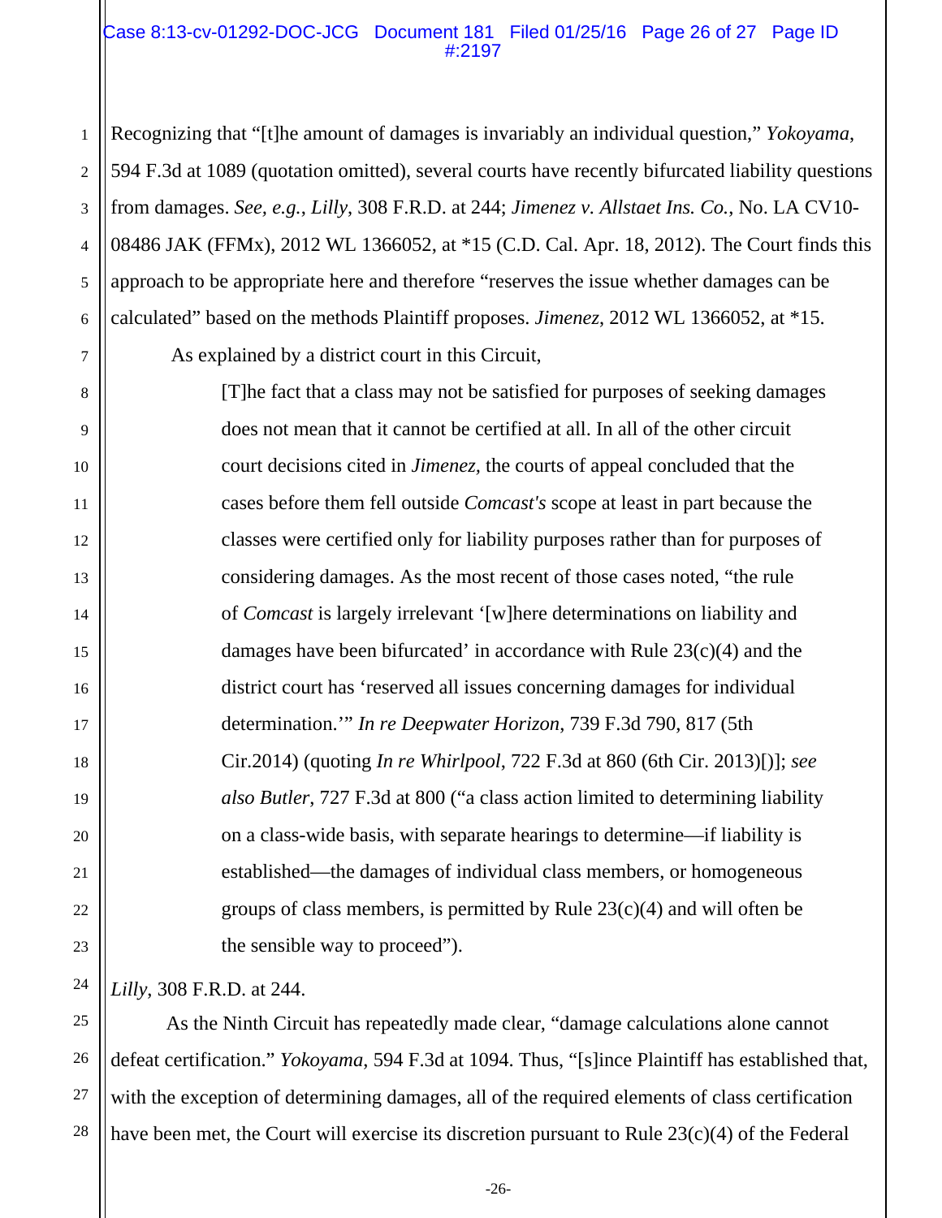Recognizing that "[t]he amount of damages is invariably an individual question," *Yokoyama*, 594 F.3d at 1089 (quotation omitted), several courts have recently bifurcated liability questions from damages. *See, e.g.*, *Lilly*, 308 F.R.D. at 244; *Jimenez v. Allstaet Ins. Co.*, No. LA CV10-08486 JAK (FFMx), 2012 WL 1366052, at *15 (C.D. Cal. Apr. 18, 2012). The Court finds this approach to be appropriate here and therefore "reserves the issue whether damages can be calculated" based on the methods Plaintiff proposes. *Jimenez*, 2012 WL 1366052, at *15.

As explained by a district court in this Circuit,

> [T]he fact that a class may not be satisfied for purposes of seeking damages does not mean that it cannot be certified at all. In all of the other circuit court decisions cited in *Jimenez*, the courts of appeal concluded that the cases before them fell outside *Comcast's* scope at least in part because the classes were certified only for liability purposes rather than for purposes of considering damages. As the most recent of those cases noted, "the rule of *Comcast* is largely irrelevant '[w]here determinations on liability and damages have been bifurcated' in accordance with Rule 23(c)(4) and the district court has 'reserved all issues concerning damages for individual determination.'" *In re Deepwater Horizon*, 739 F.3d 790, 817 (5th Cir.2014) (quoting *In re Whirlpool*, 722 F.3d at 860 (6th Cir. 2013)[)]; *see also Butler*, 727 F.3d at 800 ("a class action limited to determining liability on a class-wide basis, with separate hearings to determine—if liability is established—the damages of individual class members, or homogeneous groups of class members, is permitted by Rule 23(c)(4) and will often be the sensible way to proceed").

*Lilly*, 308 F.R.D. at 244.

As the Ninth Circuit has repeatedly made clear, "damage calculations alone cannot defeat certification." *Yokoyama*, 594 F.3d at 1094. Thus, "[s]ince Plaintiff has established that, with the exception of determining damages, all of the required elements of class certification have been met, the Court will exercise its discretion pursuant to Rule 23(c)(4) of the Federal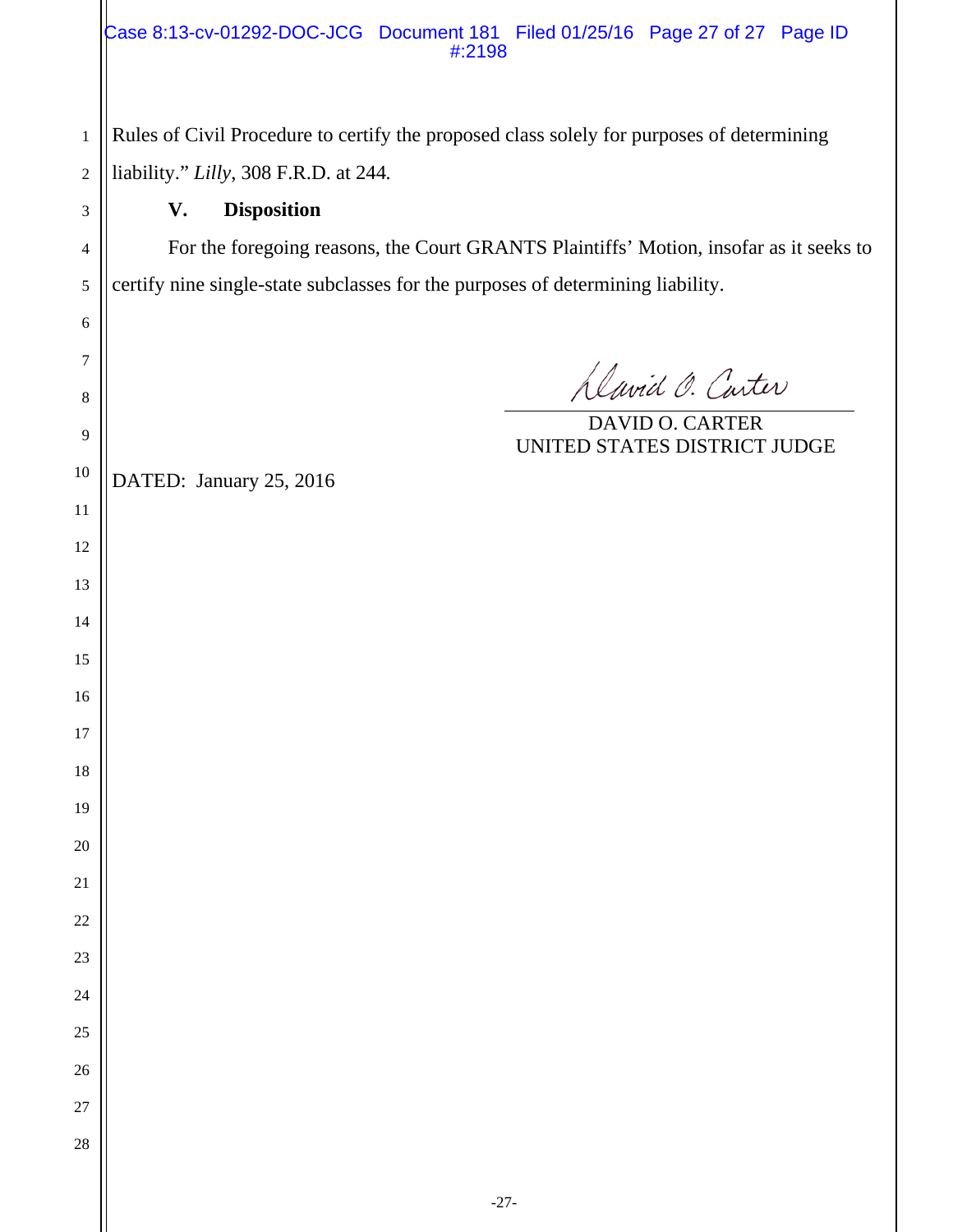Rules of Civil Procedure to certify the proposed class solely for purposes of determining liability." *Lilly*, 308 F.R.D. at 244.

## V. Disposition

For the foregoing reasons, the Court GRANTS Plaintiffs' Motion, insofar as it seeks to certify nine single-state subclasses for the purposes of determining liability.

David O. Carter

DAVID O. CARTER
UNITED STATES DISTRICT JUDGE

DATED: January 25, 2016